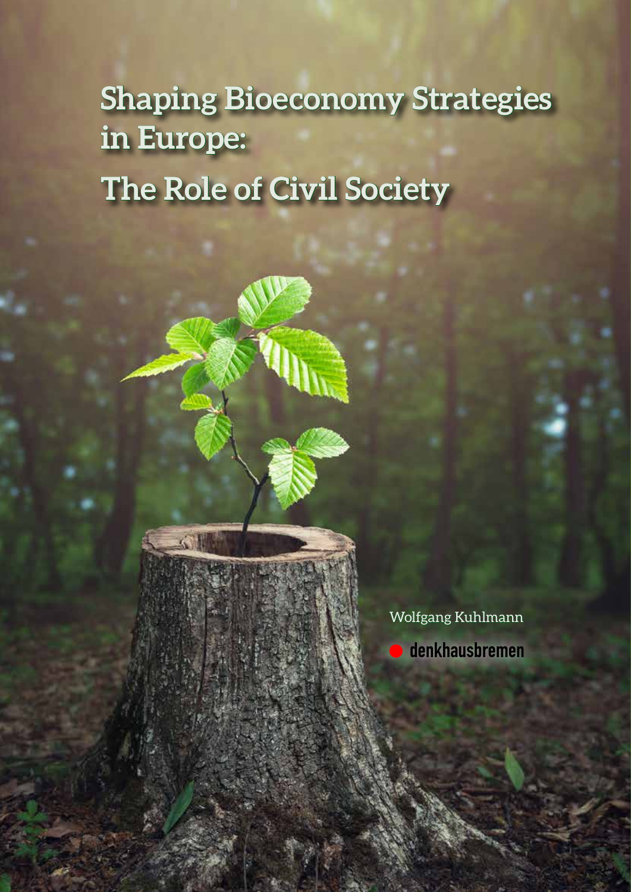# Shaping Bioeconomy Strategies in Europe: The Role of Civil Society

Wolfgang Kuhlmann

denkhausbremen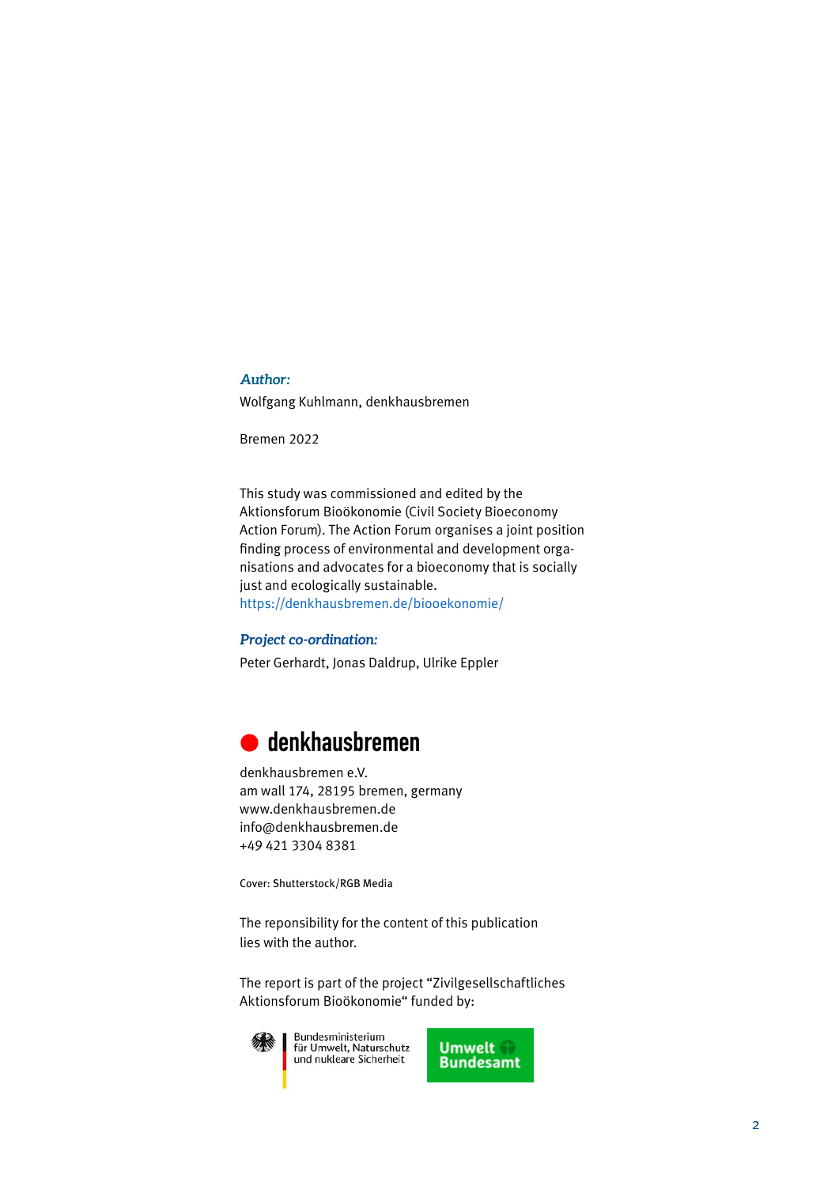***Author:***

Wolfgang Kuhlmann, denkhausbremen

Bremen 2022

This study was commissioned and edited by the Aktionsforum Bioökonomie (Civil Society Bioeconomy Action Forum). The Action Forum organises a joint position finding process of environmental and development organisations and advocates for a bioeconomy that is socially just and ecologically sustainable.
https://denkhausbremen.de/biooekonomie/

***Project co-ordination:***

Peter Gerhardt, Jonas Daldrup, Ulrike Eppler

**denkhausbremen**

denkhausbremen e.V.
am wall 174, 28195 bremen, germany
www.denkhausbremen.de
info@denkhausbremen.de
+49 421 3304 8381

Cover: Shutterstock/RGB Media

The reponsibility for the content of this publication lies with the author.

The report is part of the project "Zivilgesellschaftliches Aktionsforum Bioökonomie" funded by:

Bundesministerium für Umwelt, Naturschutz und nukleare Sicherheit

Umwelt Bundesamt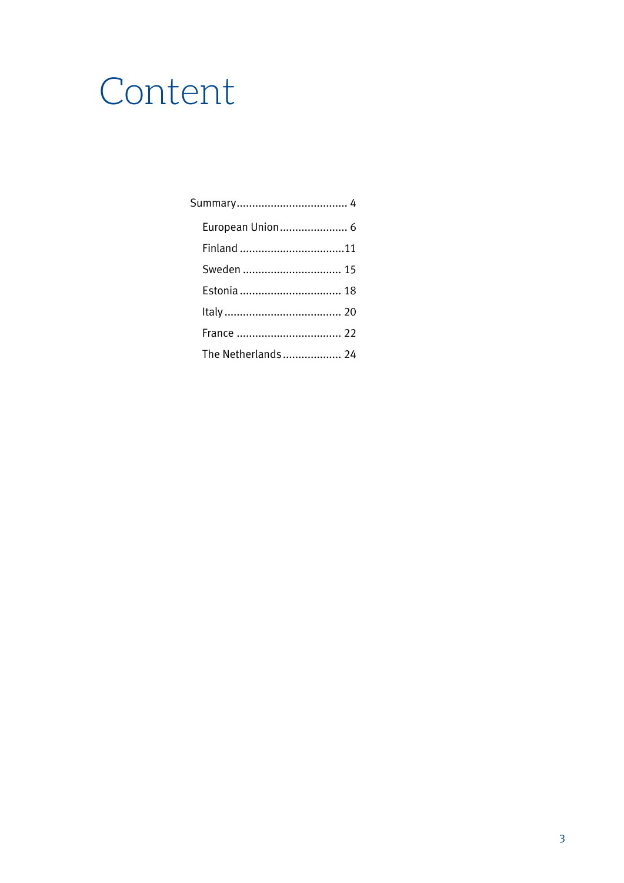# Content

- Summary .................................... 4
  - European Union ...................... 6
  - Finland ..................................11
  - Sweden ................................ 15
  - Estonia ................................. 18
  - Italy ...................................... 20
  - France .................................. 22
  - The Netherlands ................... 24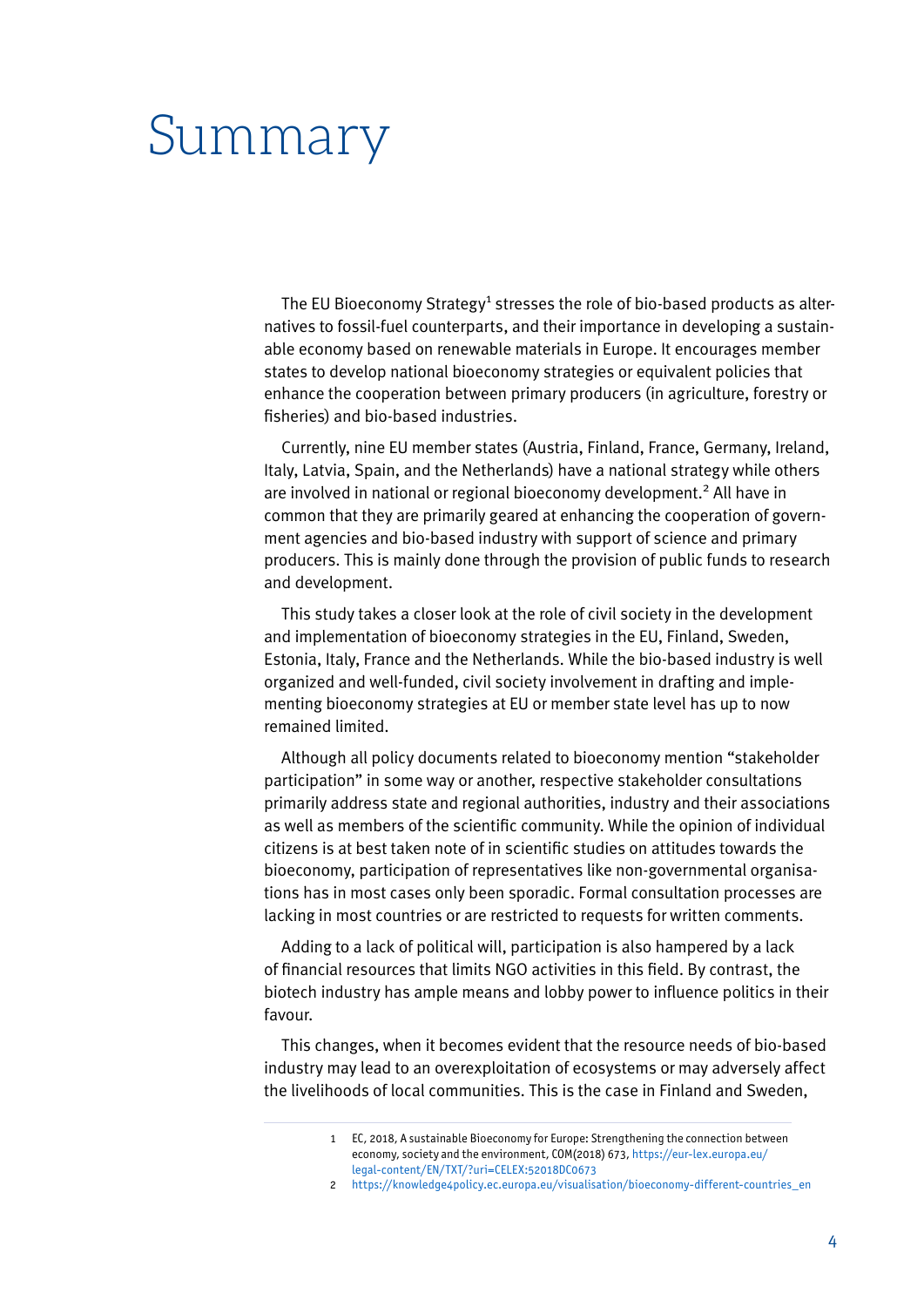# Summary

The EU Bioeconomy Strategy[1] stresses the role of bio-based products as alternatives to fossil-fuel counterparts, and their importance in developing a sustainable economy based on renewable materials in Europe. It encourages member states to develop national bioeconomy strategies or equivalent policies that enhance the cooperation between primary producers (in agriculture, forestry or fisheries) and bio-based industries.

Currently, nine EU member states (Austria, Finland, France, Germany, Ireland, Italy, Latvia, Spain, and the Netherlands) have a national strategy while others are involved in national or regional bioeconomy development.[2] All have in common that they are primarily geared at enhancing the cooperation of government agencies and bio-based industry with support of science and primary producers. This is mainly done through the provision of public funds to research and development.

This study takes a closer look at the role of civil society in the development and implementation of bioeconomy strategies in the EU, Finland, Sweden, Estonia, Italy, France and the Netherlands. While the bio-based industry is well organized and well-funded, civil society involvement in drafting and implementing bioeconomy strategies at EU or member state level has up to now remained limited.

Although all policy documents related to bioeconomy mention "stakeholder participation" in some way or another, respective stakeholder consultations primarily address state and regional authorities, industry and their associations as well as members of the scientific community. While the opinion of individual citizens is at best taken note of in scientific studies on attitudes towards the bioeconomy, participation of representatives like non-governmental organisations has in most cases only been sporadic. Formal consultation processes are lacking in most countries or are restricted to requests for written comments.

Adding to a lack of political will, participation is also hampered by a lack of financial resources that limits NGO activities in this field. By contrast, the biotech industry has ample means and lobby power to influence politics in their favour.

This changes, when it becomes evident that the resource needs of bio-based industry may lead to an overexploitation of ecosystems or may adversely affect the livelihoods of local communities. This is the case in Finland and Sweden,

---

1 EC, 2018, A sustainable Bioeconomy for Europe: Strengthening the connection between economy, society and the environment, COM(2018) 673, https://eur-lex.europa.eu/legal-content/EN/TXT/?uri=CELEX:52018DC0673

2 https://knowledge4policy.ec.europa.eu/visualisation/bioeconomy-different-countries_en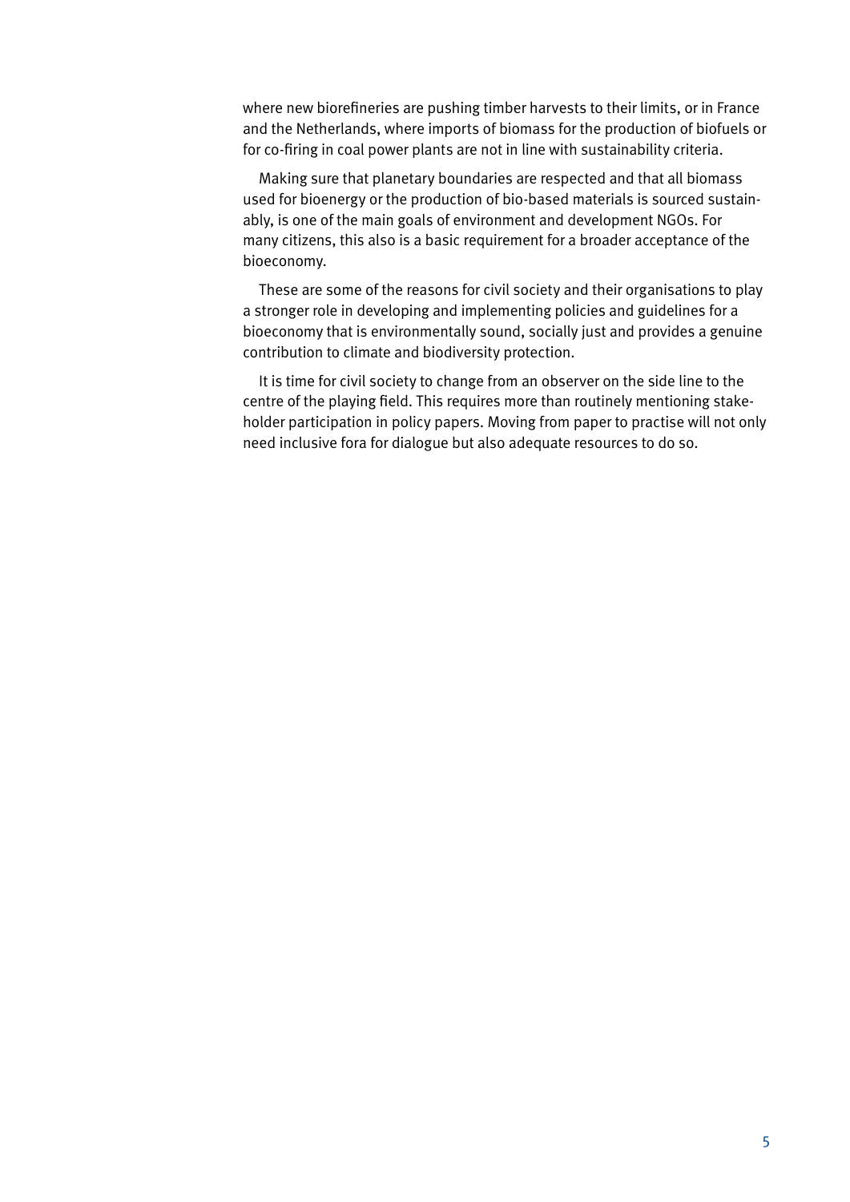where new biorefineries are pushing timber harvests to their limits, or in France and the Netherlands, where imports of biomass for the production of biofuels or for co-firing in coal power plants are not in line with sustainability criteria.

Making sure that planetary boundaries are respected and that all biomass used for bioenergy or the production of bio-based materials is sourced sustainably, is one of the main goals of environment and development NGOs. For many citizens, this also is a basic requirement for a broader acceptance of the bioeconomy.

These are some of the reasons for civil society and their organisations to play a stronger role in developing and implementing policies and guidelines for a bioeconomy that is environmentally sound, socially just and provides a genuine contribution to climate and biodiversity protection.

It is time for civil society to change from an observer on the side line to the centre of the playing field. This requires more than routinely mentioning stakeholder participation in policy papers. Moving from paper to practise will not only need inclusive fora for dialogue but also adequate resources to do so.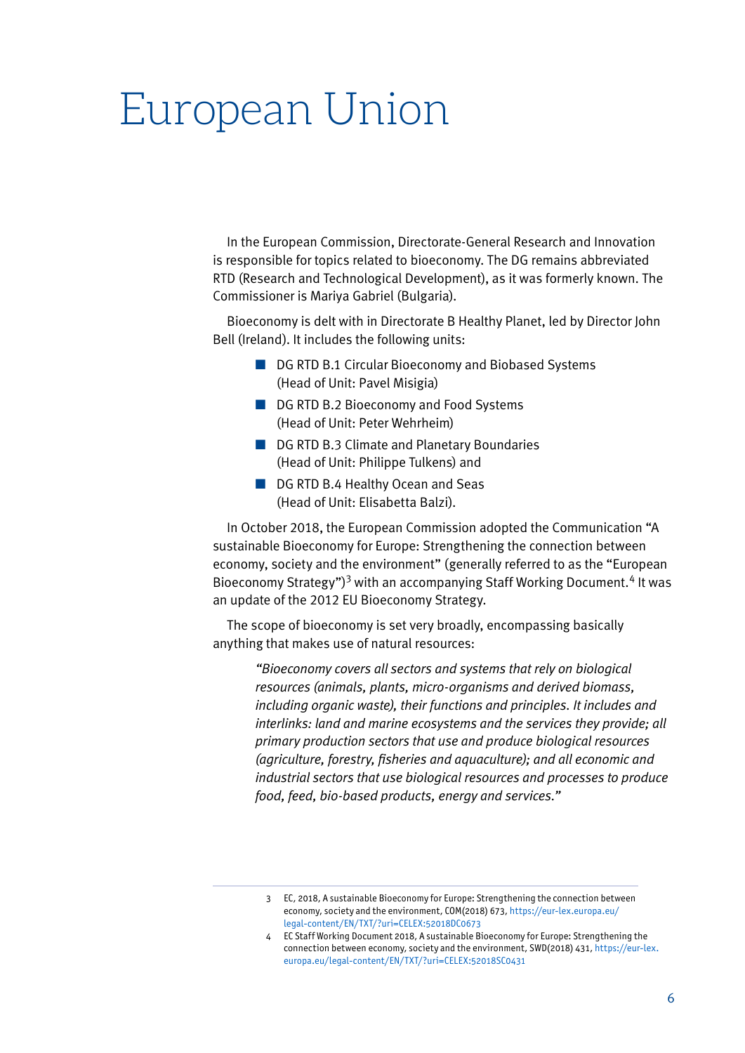# European Union

In the European Commission, Directorate-General Research and Innovation is responsible for topics related to bioeconomy. The DG remains abbreviated RTD (Research and Technological Development), as it was formerly known. The Commissioner is Mariya Gabriel (Bulgaria).

Bioeconomy is delt with in Directorate B Healthy Planet, led by Director John Bell (Ireland). It includes the following units:

- DG RTD B.1 Circular Bioeconomy and Biobased Systems (Head of Unit: Pavel Misigia)
- DG RTD B.2 Bioeconomy and Food Systems (Head of Unit: Peter Wehrheim)
- DG RTD B.3 Climate and Planetary Boundaries (Head of Unit: Philippe Tulkens) and
- DG RTD B.4 Healthy Ocean and Seas (Head of Unit: Elisabetta Balzi).

In October 2018, the European Commission adopted the Communication "A sustainable Bioeconomy for Europe: Strengthening the connection between economy, society and the environment" (generally referred to as the "European Bioeconomy Strategy")[3] with an accompanying Staff Working Document.[4] It was an update of the 2012 EU Bioeconomy Strategy.

The scope of bioeconomy is set very broadly, encompassing basically anything that makes use of natural resources:

> *"Bioeconomy covers all sectors and systems that rely on biological resources (animals, plants, micro-organisms and derived biomass, including organic waste), their functions and principles. It includes and interlinks: land and marine ecosystems and the services they provide; all primary production sectors that use and produce biological resources (agriculture, forestry, fisheries and aquaculture); and all economic and industrial sectors that use biological resources and processes to produce food, feed, bio-based products, energy and services."*

---

3 EC, 2018, A sustainable Bioeconomy for Europe: Strengthening the connection between economy, society and the environment, COM(2018) 673, https://eur-lex.europa.eu/legal-content/EN/TXT/?uri=CELEX:52018DC0673

4 EC Staff Working Document 2018, A sustainable Bioeconomy for Europe: Strengthening the connection between economy, society and the environment, SWD(2018) 431, https://eur-lex.europa.eu/legal-content/EN/TXT/?uri=CELEX:52018SC0431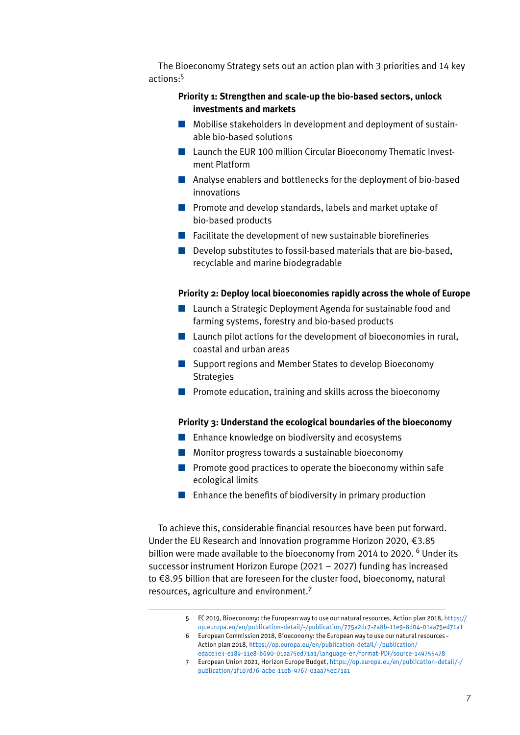The Bioeconomy Strategy sets out an action plan with 3 priorities and 14 key actions:[5]

**Priority 1: Strengthen and scale-up the bio-based sectors, unlock investments and markets**

- Mobilise stakeholders in development and deployment of sustainable bio-based solutions
- Launch the EUR 100 million Circular Bioeconomy Thematic Investment Platform
- Analyse enablers and bottlenecks for the deployment of bio-based innovations
- Promote and develop standards, labels and market uptake of bio-based products
- Facilitate the development of new sustainable biorefineries
- Develop substitutes to fossil-based materials that are bio-based, recyclable and marine biodegradable

**Priority 2: Deploy local bioeconomies rapidly across the whole of Europe**

- Launch a Strategic Deployment Agenda for sustainable food and farming systems, forestry and bio-based products
- Launch pilot actions for the development of bioeconomies in rural, coastal and urban areas
- Support regions and Member States to develop Bioeconomy Strategies
- Promote education, training and skills across the bioeconomy

**Priority 3: Understand the ecological boundaries of the bioeconomy**

- Enhance knowledge on biodiversity and ecosystems
- Monitor progress towards a sustainable bioeconomy
- Promote good practices to operate the bioeconomy within safe ecological limits
- Enhance the benefits of biodiversity in primary production

To achieve this, considerable financial resources have been put forward. Under the EU Research and Innovation programme Horizon 2020, €3.85 billion were made available to the bioeconomy from 2014 to 2020. [6] Under its successor instrument Horizon Europe (2021 – 2027) funding has increased to €8.95 billion that are foreseen for the cluster food, bioeconomy, natural resources, agriculture and environment.[7]

---

5 EC 2019, Bioeconomy: the European way to use our natural resources, Action plan 2018, https://op.europa.eu/en/publication-detail/-/publication/775a2dc7-2a8b-11e9-8d04-01aa75ed71a1

6 European Commission 2018, Bioeconomy: the European way to use our natural resources - Action plan 2018, https://op.europa.eu/en/publication-detail/-/publication/edace3e3-e189-11e8-b690-01aa75ed71a1/language-en/format-PDF/source-149755478

7 European Union 2021, Horizon Europe Budget, https://op.europa.eu/en/publication-detail/-/publication/1f107d76-acbe-11eb-9767-01aa75ed71a1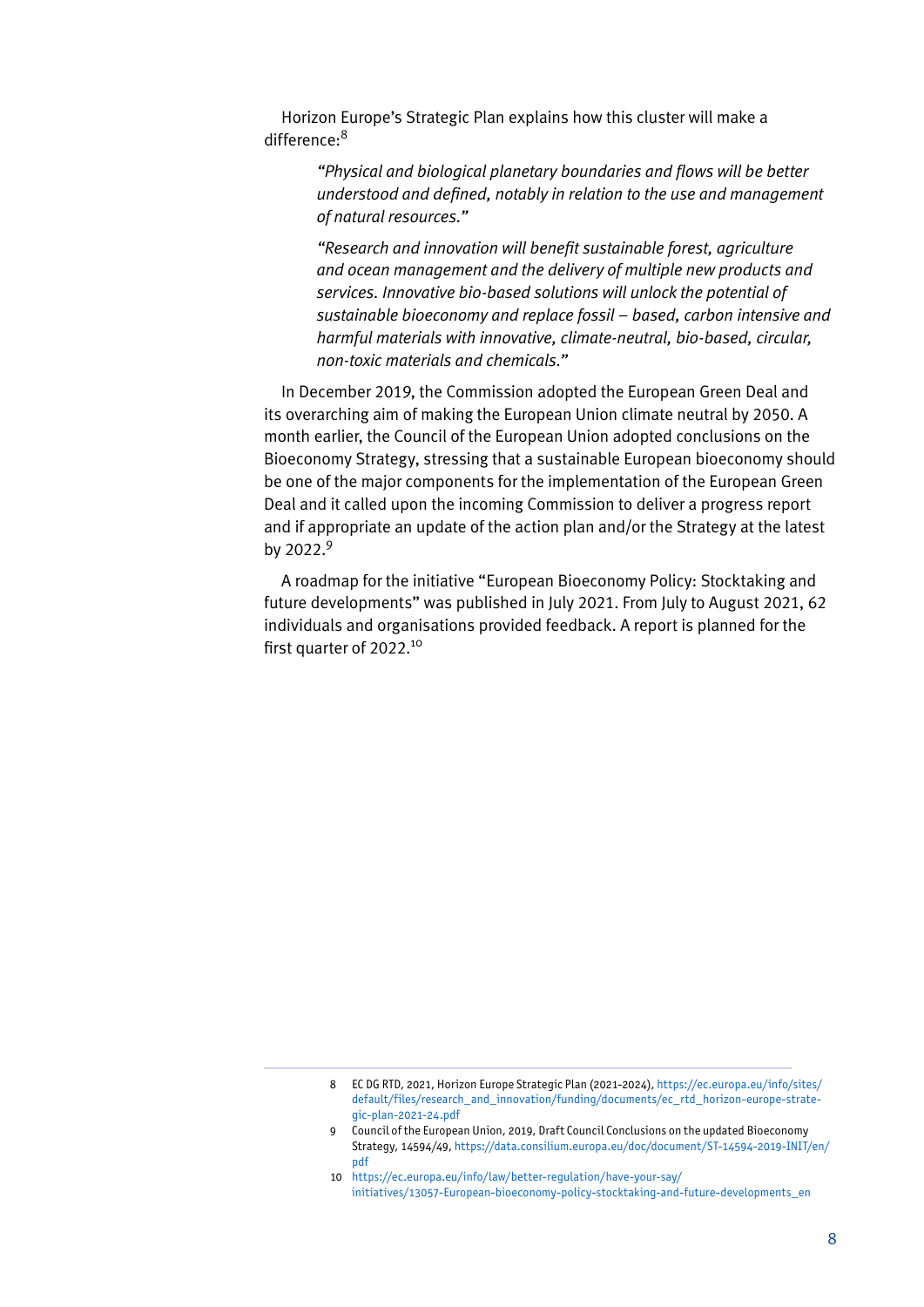Horizon Europe's Strategic Plan explains how this cluster will make a difference:[8]

> *"Physical and biological planetary boundaries and flows will be better understood and defined, notably in relation to the use and management of natural resources."*
>
> *"Research and innovation will benefit sustainable forest, agriculture and ocean management and the delivery of multiple new products and services. Innovative bio-based solutions will unlock the potential of sustainable bioeconomy and replace fossil – based, carbon intensive and harmful materials with innovative, climate-neutral, bio-based, circular, non-toxic materials and chemicals."*

In December 2019, the Commission adopted the European Green Deal and its overarching aim of making the European Union climate neutral by 2050. A month earlier, the Council of the European Union adopted conclusions on the Bioeconomy Strategy, stressing that a sustainable European bioeconomy should be one of the major components for the implementation of the European Green Deal and it called upon the incoming Commission to deliver a progress report and if appropriate an update of the action plan and/or the Strategy at the latest by 2022.[9]

A roadmap for the initiative "European Bioeconomy Policy: Stocktaking and future developments" was published in July 2021. From July to August 2021, 62 individuals and organisations provided feedback. A report is planned for the first quarter of 2022.[10]

---

8 EC DG RTD, 2021, Horizon Europe Strategic Plan (2021-2024), https://ec.europa.eu/info/sites/default/files/research_and_innovation/funding/documents/ec_rtd_horizon-europe-strategic-plan-2021-24.pdf

9 Council of the European Union, 2019, Draft Council Conclusions on the updated Bioeconomy Strategy, 14594/49, https://data.consilium.europa.eu/doc/document/ST-14594-2019-INIT/en/pdf

10 https://ec.europa.eu/info/law/better-regulation/have-your-say/initiatives/13057-European-bioeconomy-policy-stocktaking-and-future-developments_en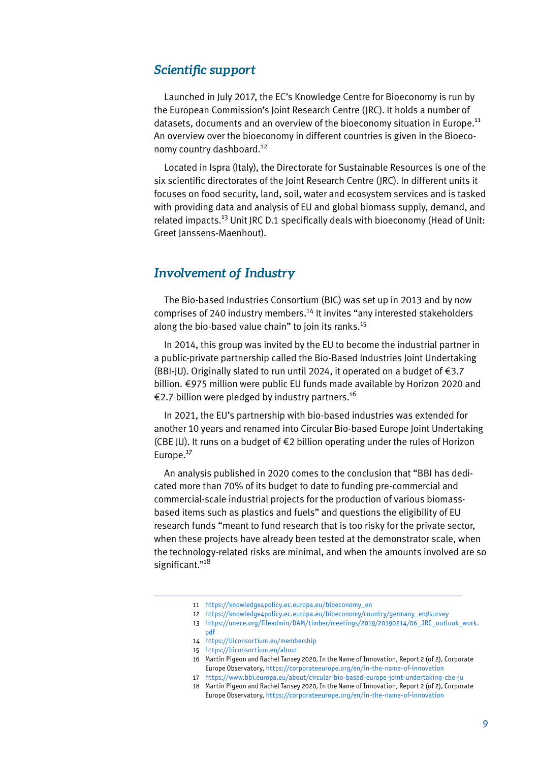## *Scientific support*

Launched in July 2017, the EC's Knowledge Centre for Bioeconomy is run by the European Commission's Joint Research Centre (JRC). It holds a number of datasets, documents and an overview of the bioeconomy situation in Europe.[11] An overview over the bioeconomy in different countries is given in the Bioeconomy country dashboard.[12]

Located in Ispra (Italy), the Directorate for Sustainable Resources is one of the six scientific directorates of the Joint Research Centre (JRC). In different units it focuses on food security, land, soil, water and ecosystem services and is tasked with providing data and analysis of EU and global biomass supply, demand, and related impacts.[13] Unit JRC D.1 specifically deals with bioeconomy (Head of Unit: Greet Janssens-Maenhout).

## *Involvement of Industry*

The Bio-based Industries Consortium (BIC) was set up in 2013 and by now comprises of 240 industry members.[14] It invites "any interested stakeholders along the bio-based value chain" to join its ranks.[15]

In 2014, this group was invited by the EU to become the industrial partner in a public-private partnership called the Bio-Based Industries Joint Undertaking (BBI-JU). Originally slated to run until 2024, it operated on a budget of €3.7 billion. €975 million were public EU funds made available by Horizon 2020 and €2.7 billion were pledged by industry partners.[16]

In 2021, the EU's partnership with bio-based industries was extended for another 10 years and renamed into Circular Bio-based Europe Joint Undertaking (CBE JU). It runs on a budget of €2 billion operating under the rules of Horizon Europe.[17]

An analysis published in 2020 comes to the conclusion that "BBI has dedicated more than 70% of its budget to date to funding pre-commercial and commercial-scale industrial projects for the production of various biomass-based items such as plastics and fuels" and questions the eligibility of EU research funds "meant to fund research that is too risky for the private sector, when these projects have already been tested at the demonstrator scale, when the technology-related risks are minimal, and when the amounts involved are so significant."[18]

---

11 https://knowledge4policy.ec.europa.eu/bioeconomy_en

12 https://knowledge4policy.ec.europa.eu/bioeconomy/country/germany_en#survey

13 https://unece.org/fileadmin/DAM/timber/meetings/2019/20190214/06_JRC_outlook_work.pdf

14 https://biconsortium.eu/membership

15 https://biconsortium.eu/about

16 Martin Pigeon and Rachel Tansey 2020, In the Name of Innovation, Report 2 (of 2), Corporate Europe Observatory, https://corporateeurope.org/en/in-the-name-of-innovation

17 https://www.bbi.europa.eu/about/circular-bio-based-europe-joint-undertaking-cbe-ju

18 Martin Pigeon and Rachel Tansey 2020, In the Name of Innovation, Report 2 (of 2), Corporate Europe Observatory, https://corporateeurope.org/en/in-the-name-of-innovation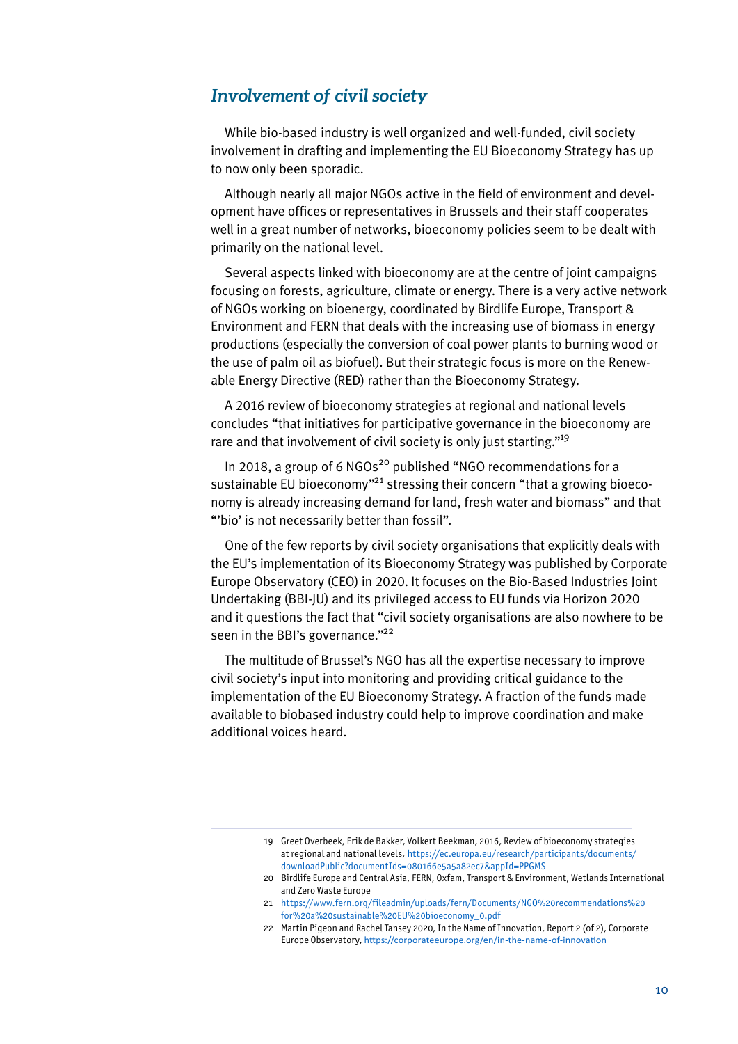## *Involvement of civil society*

While bio-based industry is well organized and well-funded, civil society involvement in drafting and implementing the EU Bioeconomy Strategy has up to now only been sporadic.

Although nearly all major NGOs active in the field of environment and development have offices or representatives in Brussels and their staff cooperates well in a great number of networks, bioeconomy policies seem to be dealt with primarily on the national level.

Several aspects linked with bioeconomy are at the centre of joint campaigns focusing on forests, agriculture, climate or energy. There is a very active network of NGOs working on bioenergy, coordinated by Birdlife Europe, Transport & Environment and FERN that deals with the increasing use of biomass in energy productions (especially the conversion of coal power plants to burning wood or the use of palm oil as biofuel). But their strategic focus is more on the Renewable Energy Directive (RED) rather than the Bioeconomy Strategy.

A 2016 review of bioeconomy strategies at regional and national levels concludes "that initiatives for participative governance in the bioeconomy are rare and that involvement of civil society is only just starting."[19]

In 2018, a group of 6 NGOs[20] published "NGO recommendations for a sustainable EU bioeconomy"[21] stressing their concern "that a growing bioeconomy is already increasing demand for land, fresh water and biomass" and that "'bio' is not necessarily better than fossil".

One of the few reports by civil society organisations that explicitly deals with the EU's implementation of its Bioeconomy Strategy was published by Corporate Europe Observatory (CEO) in 2020. It focuses on the Bio-Based Industries Joint Undertaking (BBI-JU) and its privileged access to EU funds via Horizon 2020 and it questions the fact that "civil society organisations are also nowhere to be seen in the BBI's governance."[22]

The multitude of Brussel's NGO has all the expertise necessary to improve civil society's input into monitoring and providing critical guidance to the implementation of the EU Bioeconomy Strategy. A fraction of the funds made available to biobased industry could help to improve coordination and make additional voices heard.

---

19 Greet Overbeek, Erik de Bakker, Volkert Beekman, 2016, Review of bioeconomy strategies at regional and national levels, https://ec.europa.eu/research/participants/documents/downloadPublic?documentIds=080166e5a5a82ec7&appId=PPGMS

20 Birdlife Europe and Central Asia, FERN, Oxfam, Transport & Environment, Wetlands International and Zero Waste Europe

21 https://www.fern.org/fileadmin/uploads/fern/Documents/NGO%20recommendations%20for%20a%20sustainable%20EU%20bioeconomy_0.pdf

22 Martin Pigeon and Rachel Tansey 2020, In the Name of Innovation, Report 2 (of 2), Corporate Europe Observatory, https://corporateeurope.org/en/in-the-name-of-innovation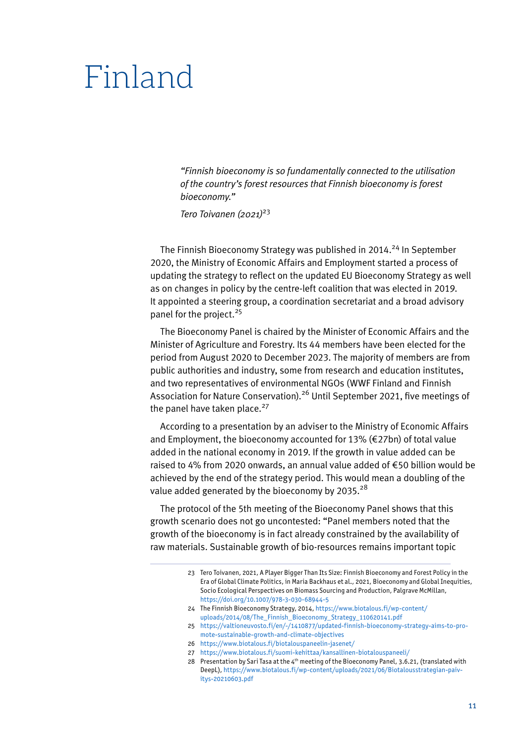# Finland

> *"Finnish bioeconomy is so fundamentally connected to the utilisation of the country's forest resources that Finnish bioeconomy is forest bioeconomy."*
>
> *Tero Toivanen (2021)*[23]

The Finnish Bioeconomy Strategy was published in 2014.[24] In September 2020, the Ministry of Economic Affairs and Employment started a process of updating the strategy to reflect on the updated EU Bioeconomy Strategy as well as on changes in policy by the centre-left coalition that was elected in 2019. It appointed a steering group, a coordination secretariat and a broad advisory panel for the project.[25]

The Bioeconomy Panel is chaired by the Minister of Economic Affairs and the Minister of Agriculture and Forestry. Its 44 members have been elected for the period from August 2020 to December 2023. The majority of members are from public authorities and industry, some from research and education institutes, and two representatives of environmental NGOs (WWF Finland and Finnish Association for Nature Conservation).[26] Until September 2021, five meetings of the panel have taken place.[27]

According to a presentation by an adviser to the Ministry of Economic Affairs and Employment, the bioeconomy accounted for 13% (€27bn) of total value added in the national economy in 2019. If the growth in value added can be raised to 4% from 2020 onwards, an annual value added of €50 billion would be achieved by the end of the strategy period. This would mean a doubling of the value added generated by the bioeconomy by 2035.[28]

The protocol of the 5th meeting of the Bioeconomy Panel shows that this growth scenario does not go uncontested: "Panel members noted that the growth of the bioeconomy is in fact already constrained by the availability of raw materials. Sustainable growth of bio-resources remains important topic

---

23 Tero Toivanen, 2021, A Player Bigger Than Its Size: Finnish Bioeconomy and Forest Policy in the Era of Global Climate Politics, in Maria Backhaus et al., 2021, Bioeconomy and Global Inequities, Socio Ecological Perspectives on Biomass Sourcing and Production, Palgrave McMillan, https://doi.org/10.1007/978-3-030-68944-5

24 The Finnish Bioeconomy Strategy, 2014, https://www.biotalous.fi/wp-content/uploads/2014/08/The_Finnish_Bioeconomy_Strategy_110620141.pdf

25 https://valtioneuvosto.fi/en/-/1410877/updated-finnish-bioeconomy-strategy-aims-to-promote-sustainable-growth-and-climate-objectives

26 https://www.biotalous.fi/biotalouspaneelin-jasenet/

27 https://www.biotalous.fi/suomi-kehittaa/kansallinen-biotalouspaneeli/

28 Presentation by Sari Tasa at the 4th meeting of the Bioeconomy Panel, 3.6.21, (translated with DeepL), https://www.biotalous.fi/wp-content/uploads/2021/06/Biotalousstrategian-paivitys-20210603.pdf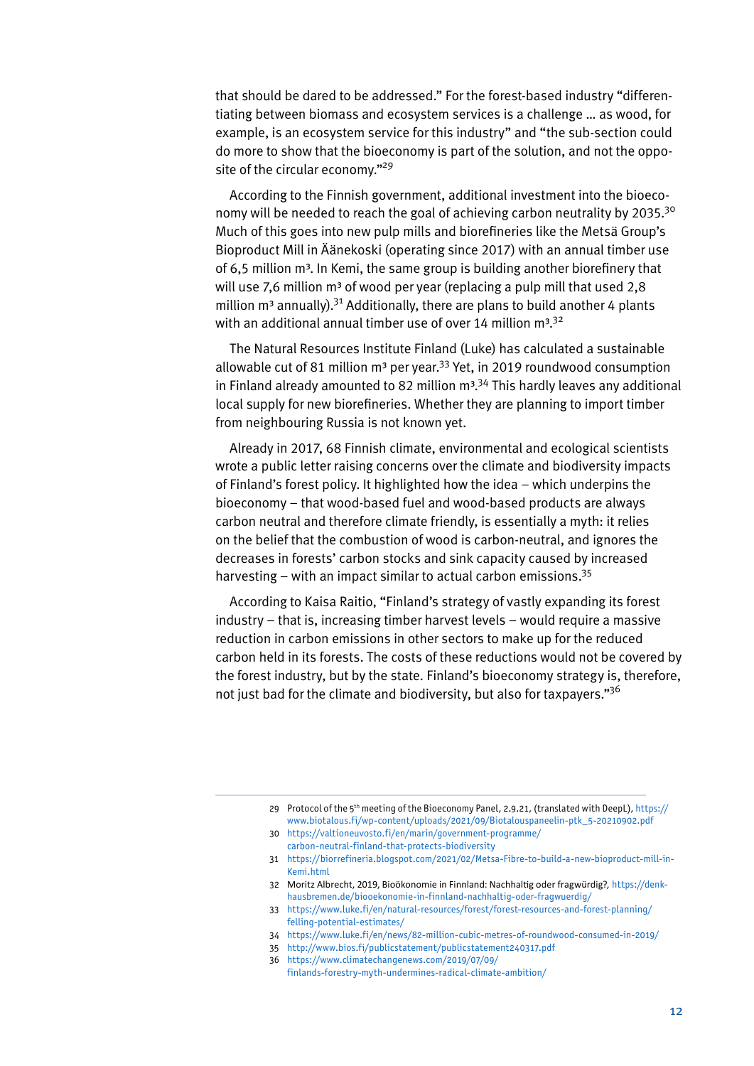that should be dared to be addressed." For the forest-based industry "differentiating between biomass and ecosystem services is a challenge … as wood, for example, is an ecosystem service for this industry" and "the sub-section could do more to show that the bioeconomy is part of the solution, and not the opposite of the circular economy."[29]

According to the Finnish government, additional investment into the bioeconomy will be needed to reach the goal of achieving carbon neutrality by 2035.[30] Much of this goes into new pulp mills and biorefineries like the Metsä Group's Bioproduct Mill in Äänekoski (operating since 2017) with an annual timber use of 6,5 million m³. In Kemi, the same group is building another biorefinery that will use 7,6 million m³ of wood per year (replacing a pulp mill that used 2,8 million m³ annually).[31] Additionally, there are plans to build another 4 plants with an additional annual timber use of over 14 million m³.[32]

The Natural Resources Institute Finland (Luke) has calculated a sustainable allowable cut of 81 million m³ per year.[33] Yet, in 2019 roundwood consumption in Finland already amounted to 82 million m³.[34] This hardly leaves any additional local supply for new biorefineries. Whether they are planning to import timber from neighbouring Russia is not known yet.

Already in 2017, 68 Finnish climate, environmental and ecological scientists wrote a public letter raising concerns over the climate and biodiversity impacts of Finland's forest policy. It highlighted how the idea – which underpins the bioeconomy – that wood-based fuel and wood-based products are always carbon neutral and therefore climate friendly, is essentially a myth: it relies on the belief that the combustion of wood is carbon-neutral, and ignores the decreases in forests' carbon stocks and sink capacity caused by increased harvesting – with an impact similar to actual carbon emissions.[35]

According to Kaisa Raitio, "Finland's strategy of vastly expanding its forest industry – that is, increasing timber harvest levels – would require a massive reduction in carbon emissions in other sectors to make up for the reduced carbon held in its forests. The costs of these reductions would not be covered by the forest industry, but by the state. Finland's bioeconomy strategy is, therefore, not just bad for the climate and biodiversity, but also for taxpayers."[36]

---

29 Protocol of the 5th meeting of the Bioeconomy Panel, 2.9.21, (translated with DeepL), https://www.biotalous.fi/wp-content/uploads/2021/09/Biotalouspaneelin-ptk_5-20210902.pdf

30 https://valtioneuvosto.fi/en/marin/government-programme/carbon-neutral-finland-that-protects-biodiversity

31 https://biorrefineria.blogspot.com/2021/02/Metsa-Fibre-to-build-a-new-bioproduct-mill-in-Kemi.html

32 Moritz Albrecht, 2019, Bioökonomie in Finnland: Nachhaltig oder fragwürdig?, https://denkhausbremen.de/biooekonomie-in-finnland-nachhaltig-oder-fragwuerdig/

33 https://www.luke.fi/en/natural-resources/forest/forest-resources-and-forest-planning/felling-potential-estimates/

34 https://www.luke.fi/en/news/82-million-cubic-metres-of-roundwood-consumed-in-2019/

35 http://www.bios.fi/publicstatement/publicstatement240317.pdf

36 https://www.climatechangenews.com/2019/07/09/finlands-forestry-myth-undermines-radical-climate-ambition/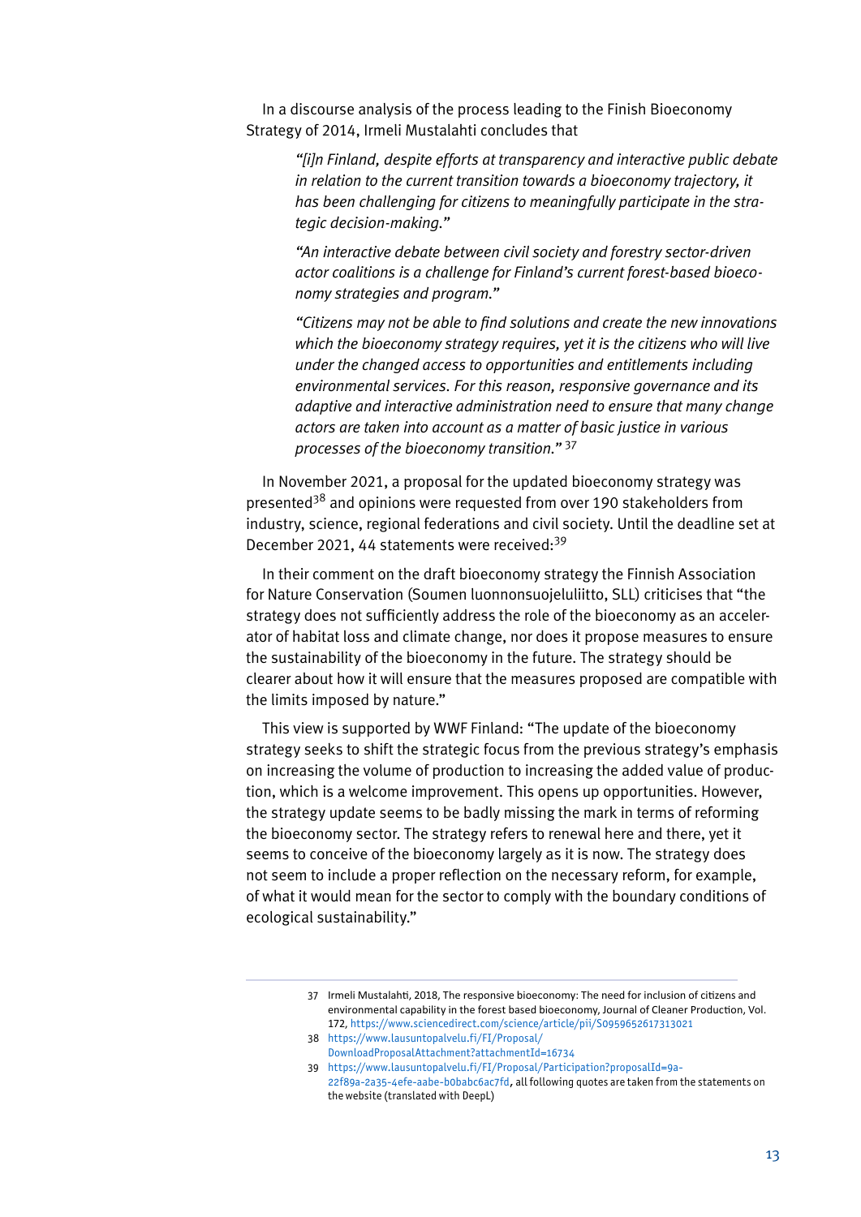In a discourse analysis of the process leading to the Finish Bioeconomy Strategy of 2014, Irmeli Mustalahti concludes that

> *"[i]n Finland, despite efforts at transparency and interactive public debate in relation to the current transition towards a bioeconomy trajectory, it has been challenging for citizens to meaningfully participate in the strategic decision-making."*
>
> *"An interactive debate between civil society and forestry sector-driven actor coalitions is a challenge for Finland's current forest-based bioeconomy strategies and program."*
>
> *"Citizens may not be able to find solutions and create the new innovations which the bioeconomy strategy requires, yet it is the citizens who will live under the changed access to opportunities and entitlements including environmental services. For this reason, responsive governance and its adaptive and interactive administration need to ensure that many change actors are taken into account as a matter of basic justice in various processes of the bioeconomy transition."* [37]

In November 2021, a proposal for the updated bioeconomy strategy was presented[38] and opinions were requested from over 190 stakeholders from industry, science, regional federations and civil society. Until the deadline set at December 2021, 44 statements were received:[39]

In their comment on the draft bioeconomy strategy the Finnish Association for Nature Conservation (Soumen luonnonsuojeluliitto, SLL) criticises that "the strategy does not sufficiently address the role of the bioeconomy as an accelerator of habitat loss and climate change, nor does it propose measures to ensure the sustainability of the bioeconomy in the future. The strategy should be clearer about how it will ensure that the measures proposed are compatible with the limits imposed by nature."

This view is supported by WWF Finland: "The update of the bioeconomy strategy seeks to shift the strategic focus from the previous strategy's emphasis on increasing the volume of production to increasing the added value of production, which is a welcome improvement. This opens up opportunities. However, the strategy update seems to be badly missing the mark in terms of reforming the bioeconomy sector. The strategy refers to renewal here and there, yet it seems to conceive of the bioeconomy largely as it is now. The strategy does not seem to include a proper reflection on the necessary reform, for example, of what it would mean for the sector to comply with the boundary conditions of ecological sustainability."

---

37 Irmeli Mustalahti, 2018, The responsive bioeconomy: The need for inclusion of citizens and environmental capability in the forest based bioeconomy, Journal of Cleaner Production, Vol. 172, https://www.sciencedirect.com/science/article/pii/S0959652617313021

38 https://www.lausuntopalvelu.fi/FI/Proposal/DownloadProposalAttachment?attachmentId=16734

39 https://www.lausuntopalvelu.fi/FI/Proposal/Participation?proposalId=9a-22f89a-2a35-4efe-aabe-b0babc6ac7fd, all following quotes are taken from the statements on the website (translated with DeepL)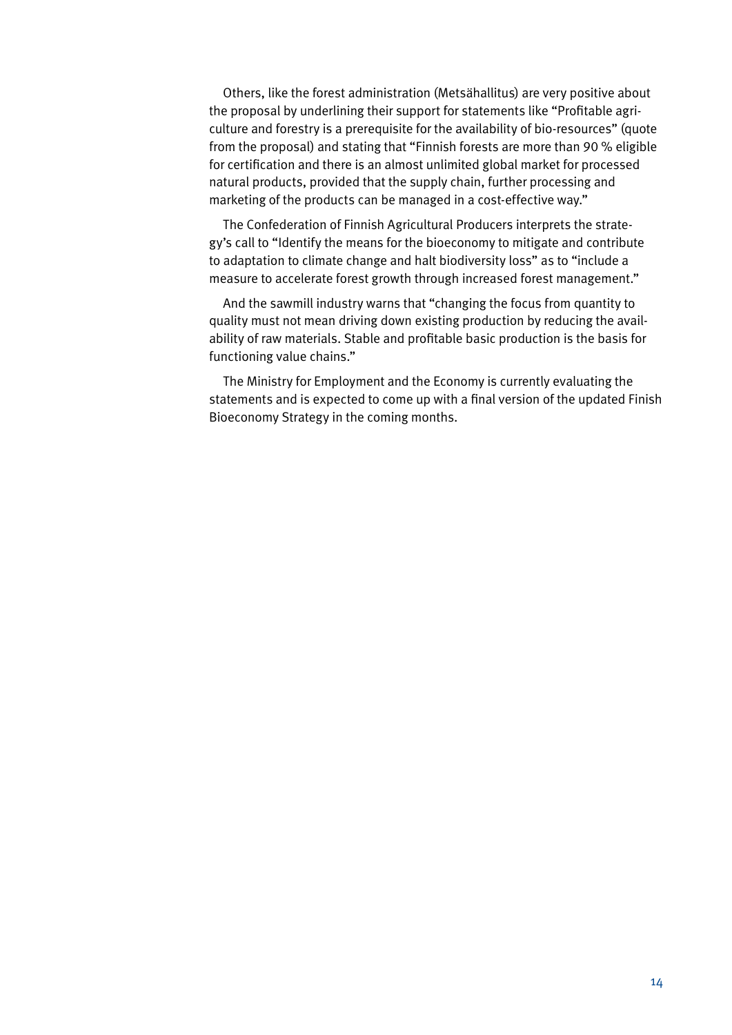Others, like the forest administration (Metsähallitus) are very positive about the proposal by underlining their support for statements like "Profitable agriculture and forestry is a prerequisite for the availability of bio-resources" (quote from the proposal) and stating that "Finnish forests are more than 90 % eligible for certification and there is an almost unlimited global market for processed natural products, provided that the supply chain, further processing and marketing of the products can be managed in a cost-effective way."

The Confederation of Finnish Agricultural Producers interprets the strategy's call to "Identify the means for the bioeconomy to mitigate and contribute to adaptation to climate change and halt biodiversity loss" as to "include a measure to accelerate forest growth through increased forest management."

And the sawmill industry warns that "changing the focus from quantity to quality must not mean driving down existing production by reducing the availability of raw materials. Stable and profitable basic production is the basis for functioning value chains."

The Ministry for Employment and the Economy is currently evaluating the statements and is expected to come up with a final version of the updated Finish Bioeconomy Strategy in the coming months.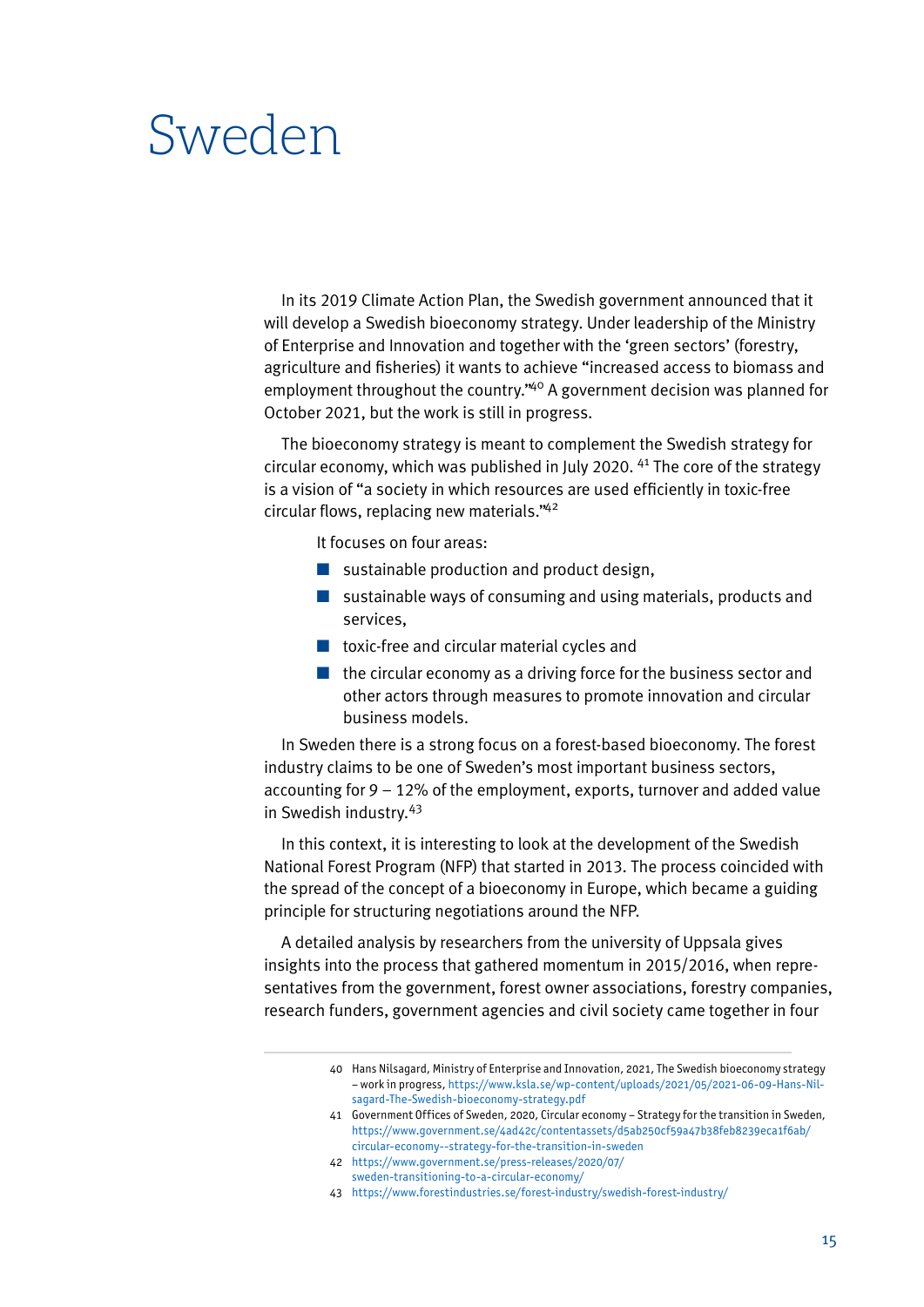# Sweden

In its 2019 Climate Action Plan, the Swedish government announced that it will develop a Swedish bioeconomy strategy. Under leadership of the Ministry of Enterprise and Innovation and together with the 'green sectors' (forestry, agriculture and fisheries) it wants to achieve "increased access to biomass and employment throughout the country."[40] A government decision was planned for October 2021, but the work is still in progress.

The bioeconomy strategy is meant to complement the Swedish strategy for circular economy, which was published in July 2020. [41] The core of the strategy is a vision of "a society in which resources are used efficiently in toxic-free circular flows, replacing new materials."[42]

It focuses on four areas:

- sustainable production and product design,
- sustainable ways of consuming and using materials, products and services,
- toxic-free and circular material cycles and
- the circular economy as a driving force for the business sector and other actors through measures to promote innovation and circular business models.

In Sweden there is a strong focus on a forest-based bioeconomy. The forest industry claims to be one of Sweden's most important business sectors, accounting for 9 – 12% of the employment, exports, turnover and added value in Swedish industry.[43]

In this context, it is interesting to look at the development of the Swedish National Forest Program (NFP) that started in 2013. The process coincided with the spread of the concept of a bioeconomy in Europe, which became a guiding principle for structuring negotiations around the NFP.

A detailed analysis by researchers from the university of Uppsala gives insights into the process that gathered momentum in 2015/2016, when representatives from the government, forest owner associations, forestry companies, research funders, government agencies and civil society came together in four

---

40 Hans Nilsagard, Ministry of Enterprise and Innovation, 2021, The Swedish bioeconomy strategy – work in progress, https://www.ksla.se/wp-content/uploads/2021/05/2021-06-09-Hans-Nilsagard-The-Swedish-bioeconomy-strategy.pdf

41 Government Offices of Sweden, 2020, Circular economy – Strategy for the transition in Sweden, https://www.government.se/4ad42c/contentassets/d5ab250cf59a47b38feb8239eca1f6ab/circular-economy--strategy-for-the-transition-in-sweden

42 https://www.government.se/press-releases/2020/07/sweden-transitioning-to-a-circular-economy/

43 https://www.forestindustries.se/forest-industry/swedish-forest-industry/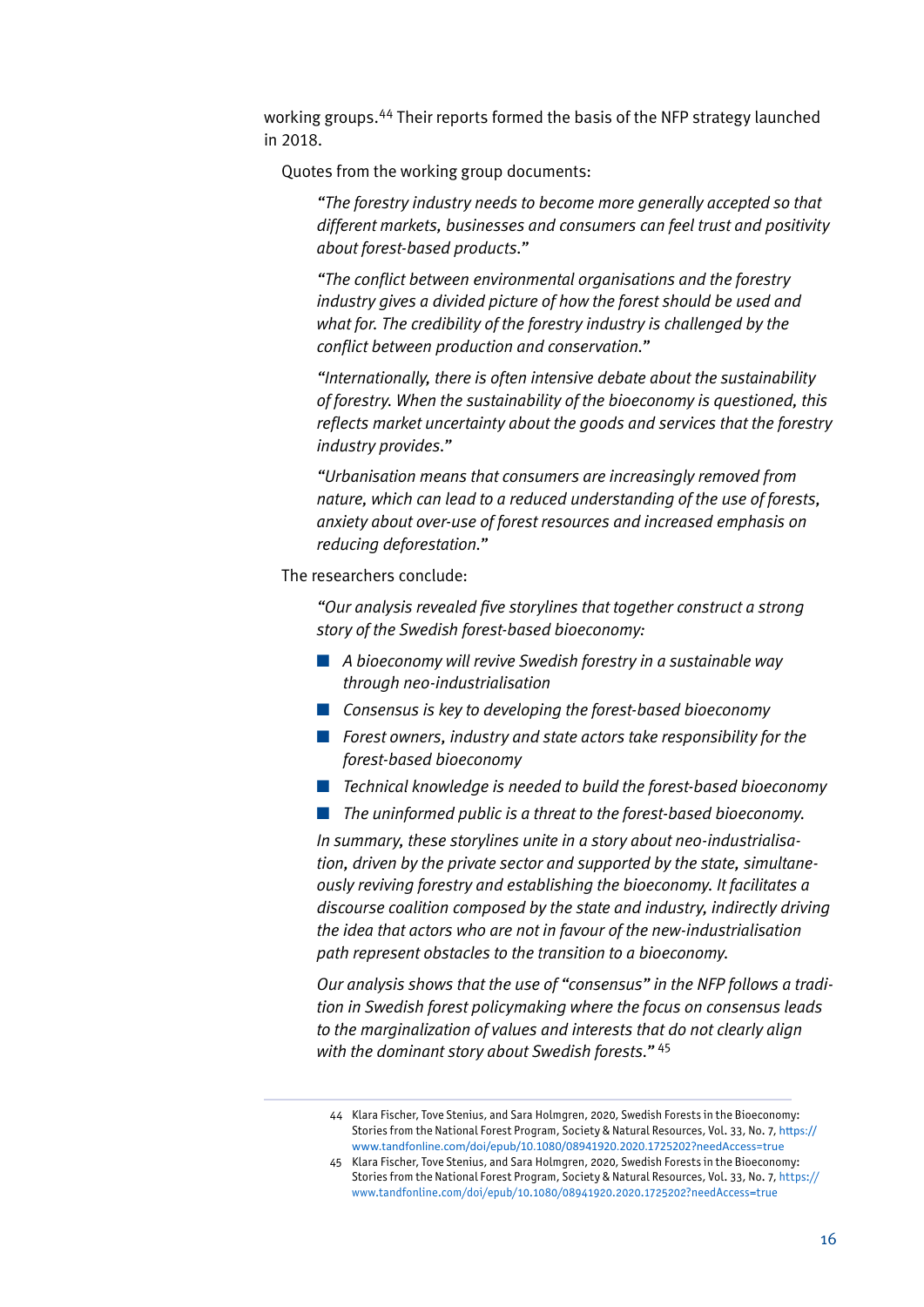working groups.[44] Their reports formed the basis of the NFP strategy launched in 2018.

Quotes from the working group documents:

> *"The forestry industry needs to become more generally accepted so that different markets, businesses and consumers can feel trust and positivity about forest-based products."*
>
> *"The conflict between environmental organisations and the forestry industry gives a divided picture of how the forest should be used and what for. The credibility of the forestry industry is challenged by the conflict between production and conservation."*
>
> *"Internationally, there is often intensive debate about the sustainability of forestry. When the sustainability of the bioeconomy is questioned, this reflects market uncertainty about the goods and services that the forestry industry provides."*
>
> *"Urbanisation means that consumers are increasingly removed from nature, which can lead to a reduced understanding of the use of forests, anxiety about over-use of forest resources and increased emphasis on reducing deforestation."*

The researchers conclude:

> *"Our analysis revealed five storylines that together construct a strong story of the Swedish forest-based bioeconomy:*
>
> - *A bioeconomy will revive Swedish forestry in a sustainable way through neo-industrialisation*
> - *Consensus is key to developing the forest-based bioeconomy*
> - *Forest owners, industry and state actors take responsibility for the forest-based bioeconomy*
> - *Technical knowledge is needed to build the forest-based bioeconomy*
> - *The uninformed public is a threat to the forest-based bioeconomy.*
>
> *In summary, these storylines unite in a story about neo-industrialisation, driven by the private sector and supported by the state, simultaneously reviving forestry and establishing the bioeconomy. It facilitates a discourse coalition composed by the state and industry, indirectly driving the idea that actors who are not in favour of the new-industrialisation path represent obstacles to the transition to a bioeconomy.*
>
> *Our analysis shows that the use of "consensus" in the NFP follows a tradition in Swedish forest policymaking where the focus on consensus leads to the marginalization of values and interests that do not clearly align with the dominant story about Swedish forests."* [45]

---

44 Klara Fischer, Tove Stenius, and Sara Holmgren, 2020, Swedish Forests in the Bioeconomy: Stories from the National Forest Program, Society & Natural Resources, Vol. 33, No. 7, https://www.tandfonline.com/doi/epub/10.1080/08941920.2020.1725202?needAccess=true

45 Klara Fischer, Tove Stenius, and Sara Holmgren, 2020, Swedish Forests in the Bioeconomy: Stories from the National Forest Program, Society & Natural Resources, Vol. 33, No. 7, https://www.tandfonline.com/doi/epub/10.1080/08941920.2020.1725202?needAccess=true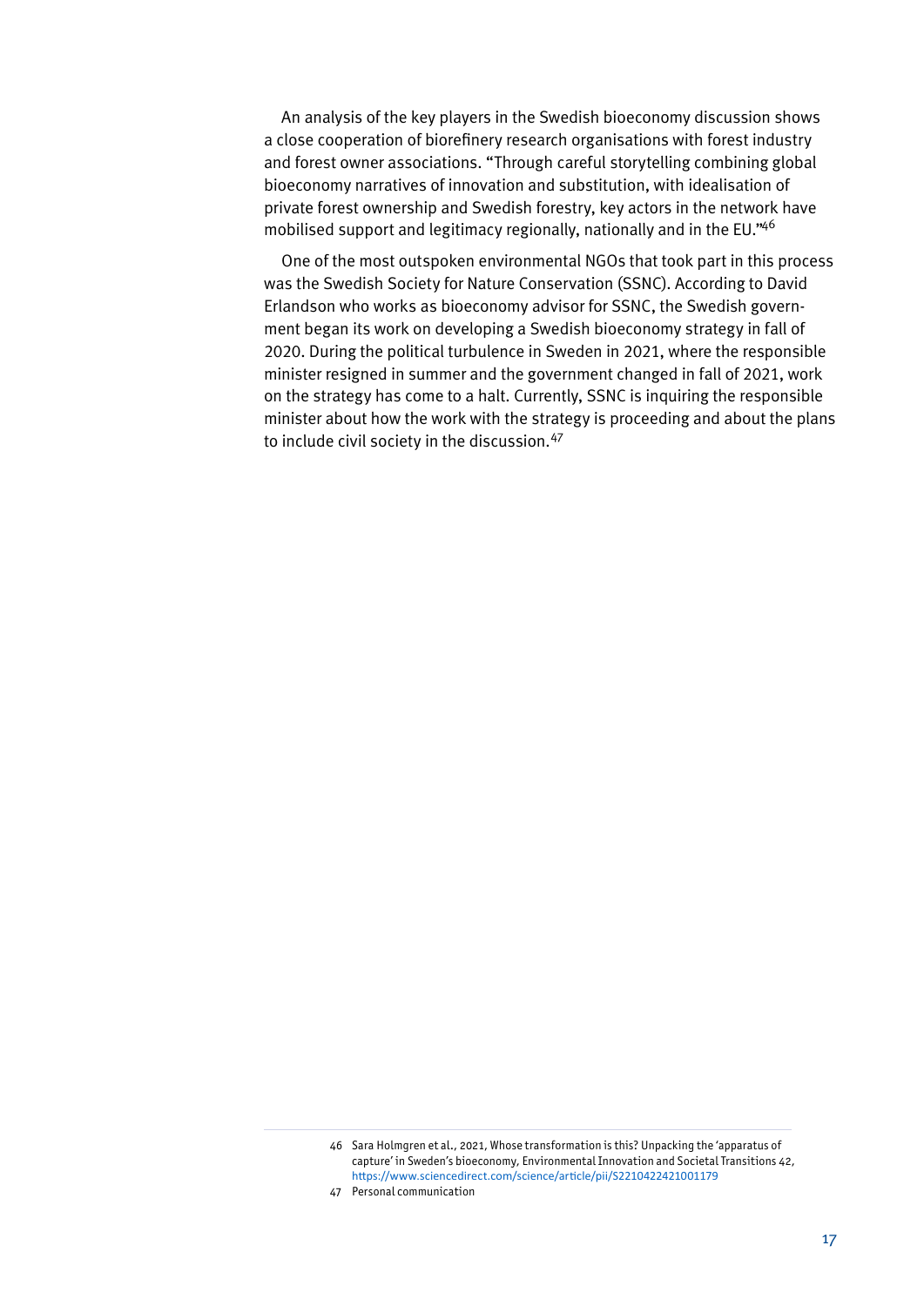An analysis of the key players in the Swedish bioeconomy discussion shows a close cooperation of biorefinery research organisations with forest industry and forest owner associations. "Through careful storytelling combining global bioeconomy narratives of innovation and substitution, with idealisation of private forest ownership and Swedish forestry, key actors in the network have mobilised support and legitimacy regionally, nationally and in the EU."[46]

One of the most outspoken environmental NGOs that took part in this process was the Swedish Society for Nature Conservation (SSNC). According to David Erlandson who works as bioeconomy advisor for SSNC, the Swedish government began its work on developing a Swedish bioeconomy strategy in fall of 2020. During the political turbulence in Sweden in 2021, where the responsible minister resigned in summer and the government changed in fall of 2021, work on the strategy has come to a halt. Currently, SSNC is inquiring the responsible minister about how the work with the strategy is proceeding and about the plans to include civil society in the discussion.[47]

---

46 Sara Holmgren et al., 2021, Whose transformation is this? Unpacking the 'apparatus of capture' in Sweden's bioeconomy, Environmental Innovation and Societal Transitions 42, https://www.sciencedirect.com/science/article/pii/S2210422421001179

47 Personal communication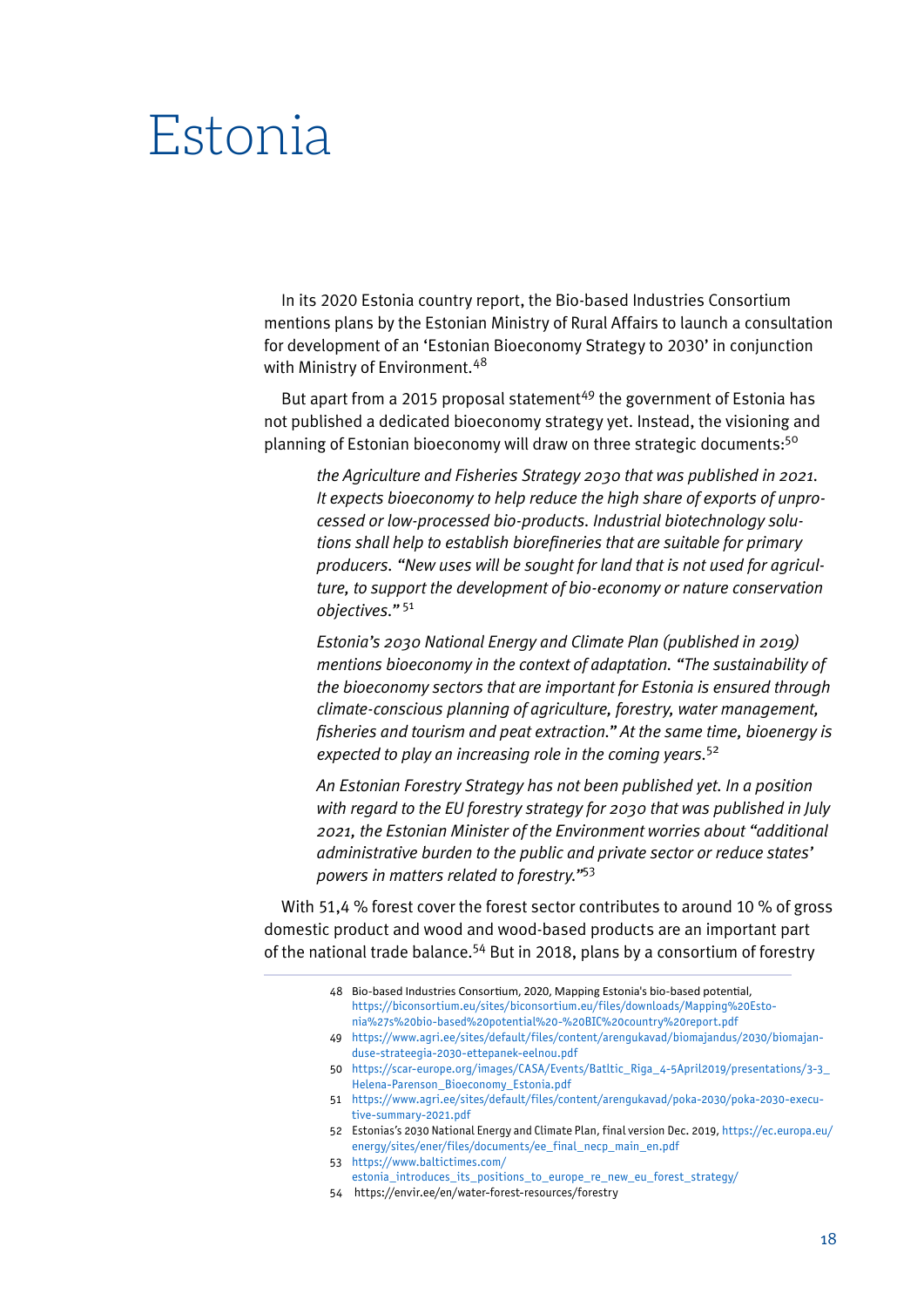# Estonia

In its 2020 Estonia country report, the Bio-based Industries Consortium mentions plans by the Estonian Ministry of Rural Affairs to launch a consultation for development of an 'Estonian Bioeconomy Strategy to 2030' in conjunction with Ministry of Environment.[48]

But apart from a 2015 proposal statement[49] the government of Estonia has not published a dedicated bioeconomy strategy yet. Instead, the visioning and planning of Estonian bioeconomy will draw on three strategic documents:[50]

> *the Agriculture and Fisheries Strategy 2030 that was published in 2021. It expects bioeconomy to help reduce the high share of exports of unprocessed or low-processed bio-products. Industrial biotechnology solutions shall help to establish biorefineries that are suitable for primary producers. "New uses will be sought for land that is not used for agriculture, to support the development of bio-economy or nature conservation objectives."* [51]
>
> *Estonia's 2030 National Energy and Climate Plan (published in 2019) mentions bioeconomy in the context of adaptation. "The sustainability of the bioeconomy sectors that are important for Estonia is ensured through climate-conscious planning of agriculture, forestry, water management, fisheries and tourism and peat extraction." At the same time, bioenergy is expected to play an increasing role in the coming years.*[52]
>
> *An Estonian Forestry Strategy has not been published yet. In a position with regard to the EU forestry strategy for 2030 that was published in July 2021, the Estonian Minister of the Environment worries about "additional administrative burden to the public and private sector or reduce states' powers in matters related to forestry."*[53]

With 51,4 % forest cover the forest sector contributes to around 10 % of gross domestic product and wood and wood-based products are an important part of the national trade balance.[54] But in 2018, plans by a consortium of forestry

---

48 Bio-based Industries Consortium, 2020, Mapping Estonia's bio-based potential, https://biconsortium.eu/sites/biconsortium.eu/files/downloads/Mapping%20Estonia%27s%20bio-based%20potential%20-%20BIC%20country%20report.pdf

49 https://www.agri.ee/sites/default/files/content/arengukavad/biomajandus/2030/biomajanduse-strateegia-2030-ettepanek-eelnou.pdf

50 https://scar-europe.org/images/CASA/Events/Batltic_Riga_4-5April2019/presentations/3-3_Helena-Parenson_Bioeconomy_Estonia.pdf

51 https://www.agri.ee/sites/default/files/content/arengukavad/poka-2030/poka-2030-executive-summary-2021.pdf

52 Estonias's 2030 National Energy and Climate Plan, final version Dec. 2019, https://ec.europa.eu/energy/sites/ener/files/documents/ee_final_necp_main_en.pdf

53 https://www.baltictimes.com/estonia_introduces_its_positions_to_europe_re_new_eu_forest_strategy/

54 https://envir.ee/en/water-forest-resources/forestry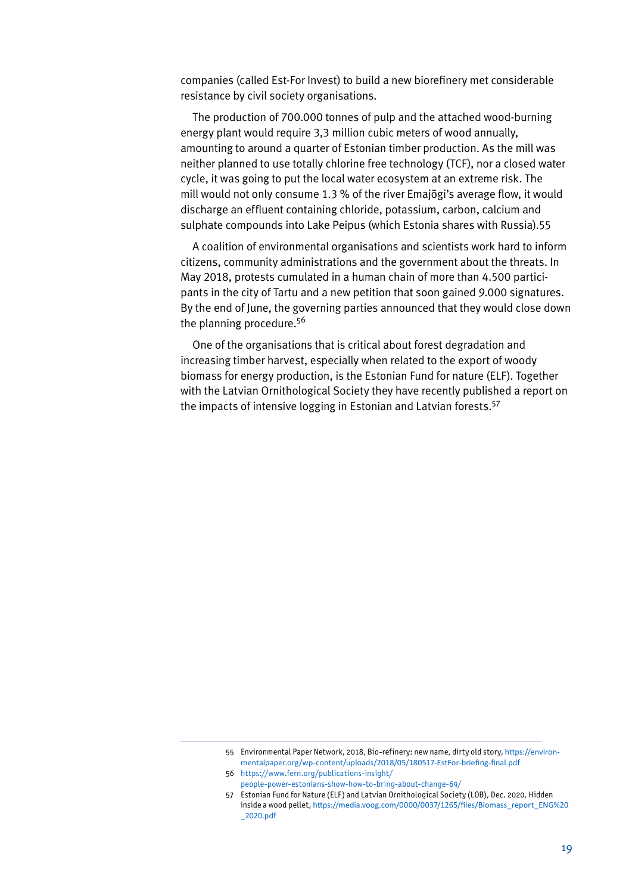companies (called Est-For Invest) to build a new biorefinery met considerable resistance by civil society organisations.

The production of 700.000 tonnes of pulp and the attached wood-burning energy plant would require 3,3 million cubic meters of wood annually, amounting to around a quarter of Estonian timber production. As the mill was neither planned to use totally chlorine free technology (TCF), nor a closed water cycle, it was going to put the local water ecosystem at an extreme risk. The mill would not only consume 1.3 % of the river Emajõgi's average flow, it would discharge an effluent containing chloride, potassium, carbon, calcium and sulphate compounds into Lake Peipus (which Estonia shares with Russia).55

A coalition of environmental organisations and scientists work hard to inform citizens, community administrations and the government about the threats. In May 2018, protests cumulated in a human chain of more than 4.500 participants in the city of Tartu and a new petition that soon gained 9.000 signatures. By the end of June, the governing parties announced that they would close down the planning procedure.[56]

One of the organisations that is critical about forest degradation and increasing timber harvest, especially when related to the export of woody biomass for energy production, is the Estonian Fund for nature (ELF). Together with the Latvian Ornithological Society they have recently published a report on the impacts of intensive logging in Estonian and Latvian forests.[57]

---

55 Environmental Paper Network, 2018, Bio-refinery: new name, dirty old story, https://environmentalpaper.org/wp-content/uploads/2018/05/180517-EstFor-briefing-final.pdf

56 https://www.fern.org/publications-insight/people-power-estonians-show-how-to-bring-about-change-69/

57 Estonian Fund for Nature (ELF) and Latvian Ornithological Society (LOB), Dec. 2020, Hidden inside a wood pellet, https://media.voog.com/0000/0037/1265/files/Biomass_report_ENG%20_2020.pdf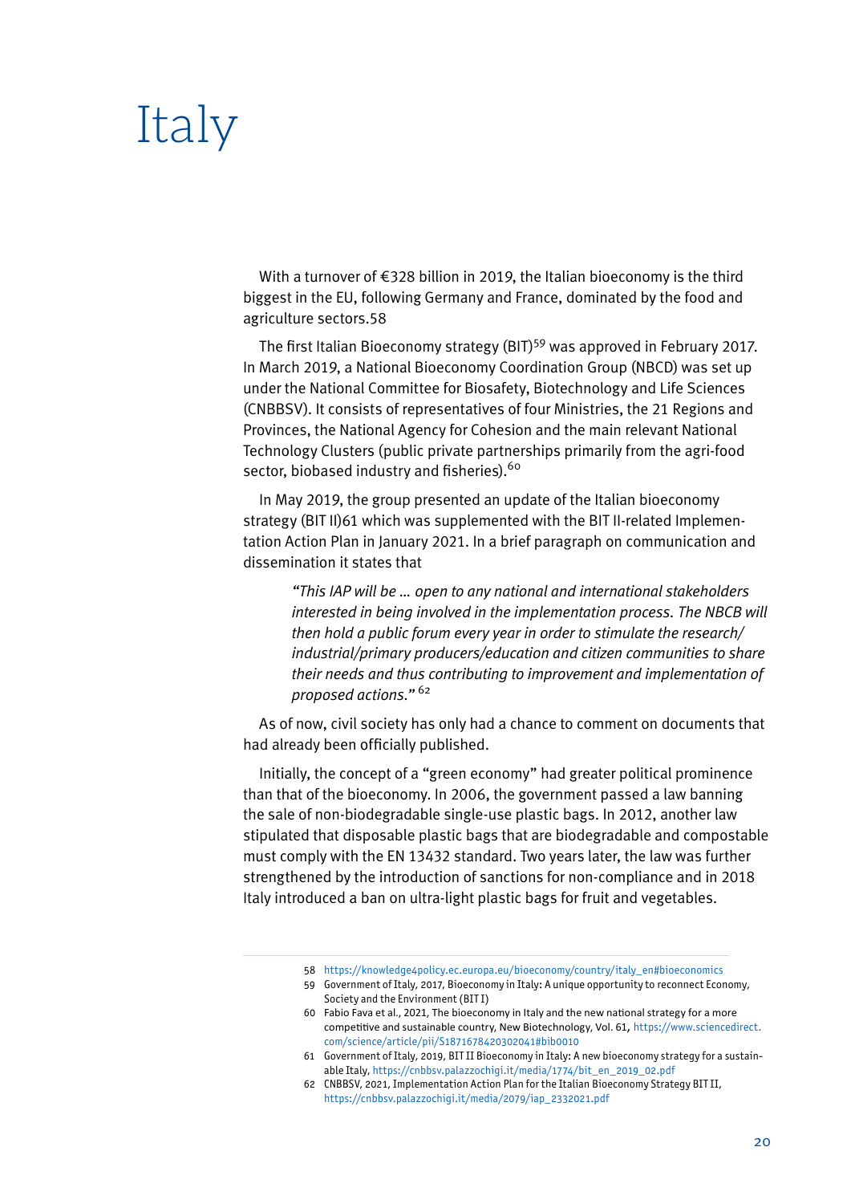# Italy

With a turnover of €328 billion in 2019, the Italian bioeconomy is the third biggest in the EU, following Germany and France, dominated by the food and agriculture sectors.58

The first Italian Bioeconomy strategy (BIT)[59] was approved in February 2017. In March 2019, a National Bioeconomy Coordination Group (NBCD) was set up under the National Committee for Biosafety, Biotechnology and Life Sciences (CNBBSV). It consists of representatives of four Ministries, the 21 Regions and Provinces, the National Agency for Cohesion and the main relevant National Technology Clusters (public private partnerships primarily from the agri-food sector, biobased industry and fisheries).[60]

In May 2019, the group presented an update of the Italian bioeconomy strategy (BIT II)61 which was supplemented with the BIT II-related Implementation Action Plan in January 2021. In a brief paragraph on communication and dissemination it states that

> *"This IAP will be … open to any national and international stakeholders interested in being involved in the implementation process. The NBCB will then hold a public forum every year in order to stimulate the research/industrial/primary producers/education and citizen communities to share their needs and thus contributing to improvement and implementation of proposed actions."* [62]

As of now, civil society has only had a chance to comment on documents that had already been officially published.

Initially, the concept of a "green economy" had greater political prominence than that of the bioeconomy. In 2006, the government passed a law banning the sale of non-biodegradable single-use plastic bags. In 2012, another law stipulated that disposable plastic bags that are biodegradable and compostable must comply with the EN 13432 standard. Two years later, the law was further strengthened by the introduction of sanctions for non-compliance and in 2018 Italy introduced a ban on ultra-light plastic bags for fruit and vegetables.

---

58 https://knowledge4policy.ec.europa.eu/bioeconomy/country/italy_en#bioeconomics

59 Government of Italy, 2017, Bioeconomy in Italy: A unique opportunity to reconnect Economy, Society and the Environment (BIT I)

60 Fabio Fava et al., 2021, The bioeconomy in Italy and the new national strategy for a more competitive and sustainable country, New Biotechnology, Vol. 61, https://www.sciencedirect.com/science/article/pii/S1871678420302041#bib0010

61 Government of Italy, 2019, BIT II Bioeconomy in Italy: A new bioeconomy strategy for a sustainable Italy, https://cnbbsv.palazzochigi.it/media/1774/bit_en_2019_02.pdf

62 CNBBSV, 2021, Implementation Action Plan for the Italian Bioeconomy Strategy BIT II, https://cnbbsv.palazzochigi.it/media/2079/iap_2332021.pdf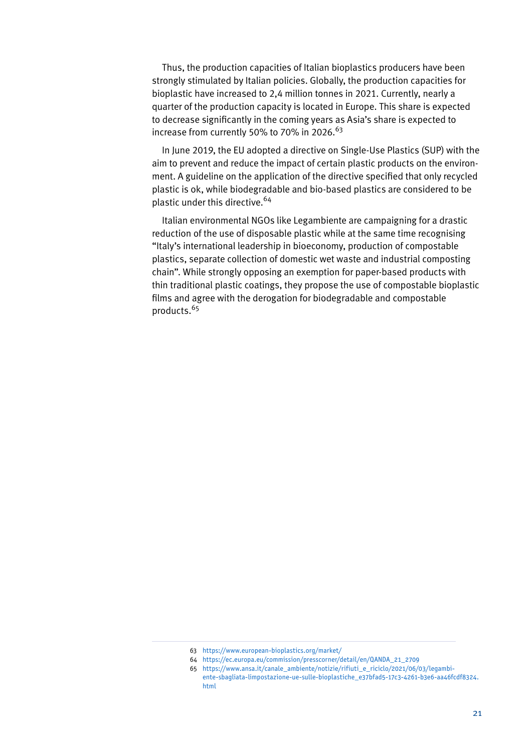Thus, the production capacities of Italian bioplastics producers have been strongly stimulated by Italian policies. Globally, the production capacities for bioplastic have increased to 2,4 million tonnes in 2021. Currently, nearly a quarter of the production capacity is located in Europe. This share is expected to decrease significantly in the coming years as Asia's share is expected to increase from currently 50% to 70% in 2026.[63]

In June 2019, the EU adopted a directive on Single-Use Plastics (SUP) with the aim to prevent and reduce the impact of certain plastic products on the environment. A guideline on the application of the directive specified that only recycled plastic is ok, while biodegradable and bio-based plastics are considered to be plastic under this directive.[64]

Italian environmental NGOs like Legambiente are campaigning for a drastic reduction of the use of disposable plastic while at the same time recognising "Italy's international leadership in bioeconomy, production of compostable plastics, separate collection of domestic wet waste and industrial composting chain". While strongly opposing an exemption for paper-based products with thin traditional plastic coatings, they propose the use of compostable bioplastic films and agree with the derogation for biodegradable and compostable products.[65]

---

63 https://www.european-bioplastics.org/market/

64 https://ec.europa.eu/commission/presscorner/detail/en/QANDA_21_2709

65 https://www.ansa.it/canale_ambiente/notizie/rifiuti_e_riciclo/2021/06/03/legambiente-sbagliata-limpostazione-ue-sulle-bioplastiche_e37bfad5-17c3-4261-b3e6-aa46fcdf8324.html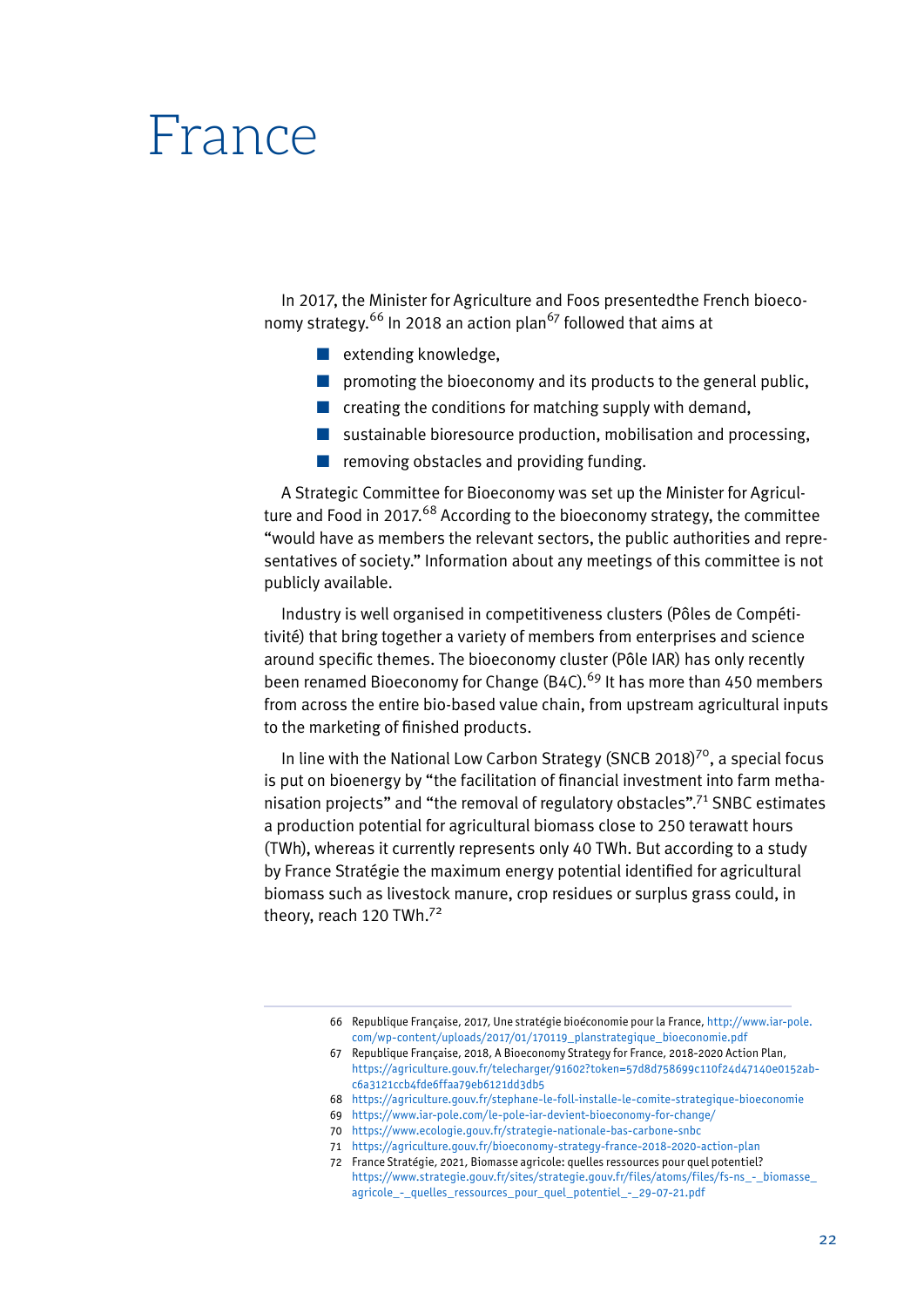# France

In 2017, the Minister for Agriculture and Foos presentedthe French bioeconomy strategy.[66] In 2018 an action plan[67] followed that aims at

- extending knowledge,
- promoting the bioeconomy and its products to the general public,
- creating the conditions for matching supply with demand,
- sustainable bioresource production, mobilisation and processing,
- removing obstacles and providing funding.

A Strategic Committee for Bioeconomy was set up the Minister for Agriculture and Food in 2017.[68] According to the bioeconomy strategy, the committee "would have as members the relevant sectors, the public authorities and representatives of society." Information about any meetings of this committee is not publicly available.

Industry is well organised in competitiveness clusters (Pôles de Compétitivité) that bring together a variety of members from enterprises and science around specific themes. The bioeconomy cluster (Pôle IAR) has only recently been renamed Bioeconomy for Change (B4C).[69] It has more than 450 members from across the entire bio-based value chain, from upstream agricultural inputs to the marketing of finished products.

In line with the National Low Carbon Strategy (SNCB 2018)[70], a special focus is put on bioenergy by "the facilitation of financial investment into farm methanisation projects" and "the removal of regulatory obstacles".[71] SNBC estimates a production potential for agricultural biomass close to 250 terawatt hours (TWh), whereas it currently represents only 40 TWh. But according to a study by France Stratégie the maximum energy potential identified for agricultural biomass such as livestock manure, crop residues or surplus grass could, in theory, reach 120 TWh.[72]

---

66 Republique Française, 2017, Une stratégie bioéconomie pour la France, http://www.iar-pole.com/wp-content/uploads/2017/01/170119_planstrategique_bioeconomie.pdf

67 Republique Française, 2018, A Bioeconomy Strategy for France, 2018-2020 Action Plan, https://agriculture.gouv.fr/telecharger/91602?token=57d8d758699c110f24d47140e0152ab-c6a3121ccb4fde6ffaa79eb6121dd3db5

68 https://agriculture.gouv.fr/stephane-le-foll-installe-le-comite-strategique-bioeconomie

69 https://www.iar-pole.com/le-pole-iar-devient-bioeconomy-for-change/

70 https://www.ecologie.gouv.fr/strategie-nationale-bas-carbone-snbc

71 https://agriculture.gouv.fr/bioeconomy-strategy-france-2018-2020-action-plan

72 France Stratégie, 2021, Biomasse agricole: quelles ressources pour quel potentiel? https://www.strategie.gouv.fr/sites/strategie.gouv.fr/files/atoms/files/fs-ns_-_biomasse_agricole_-_quelles_ressources_pour_quel_potentiel_-_29-07-21.pdf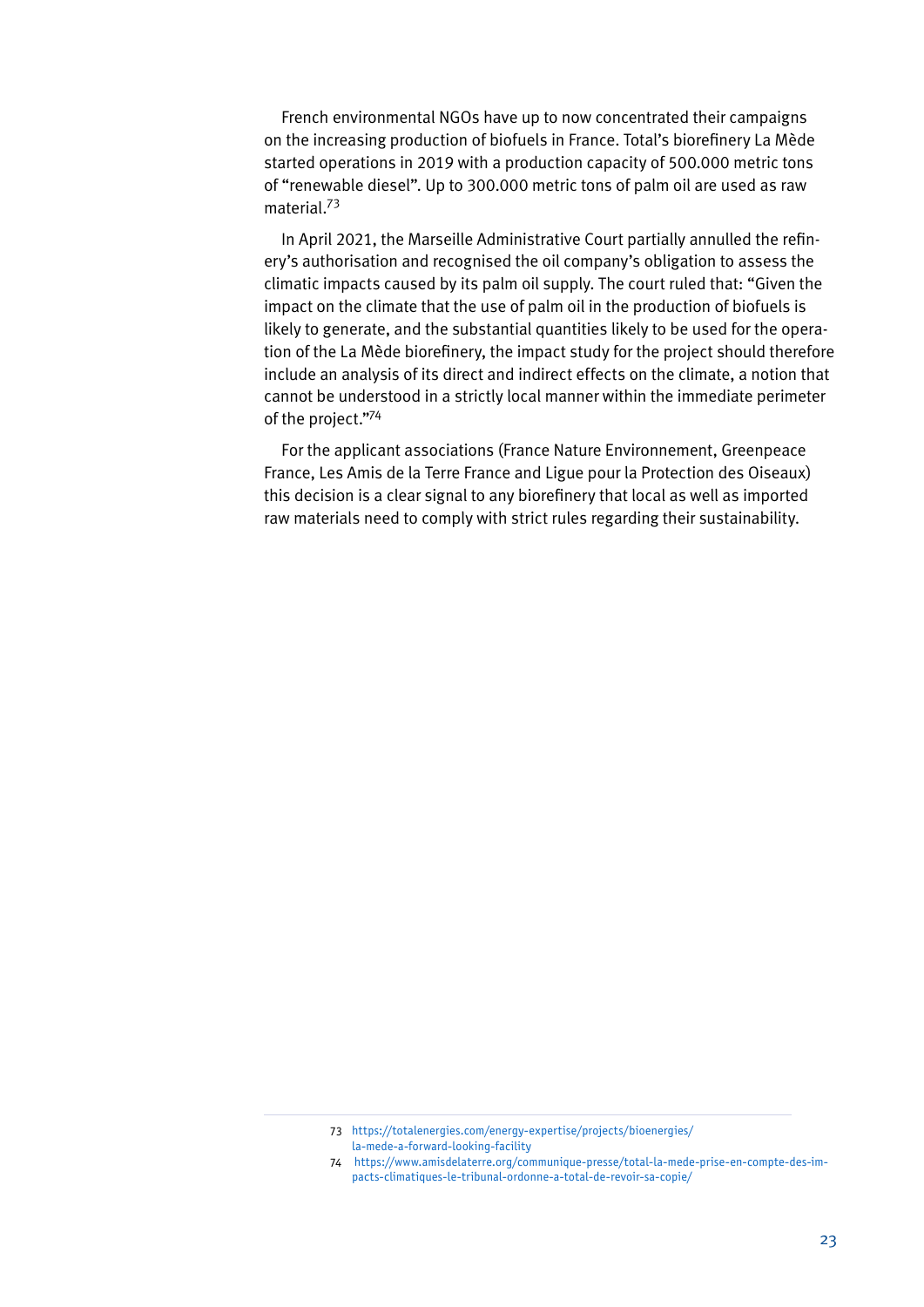French environmental NGOs have up to now concentrated their campaigns on the increasing production of biofuels in France. Total's biorefinery La Mède started operations in 2019 with a production capacity of 500.000 metric tons of "renewable diesel". Up to 300.000 metric tons of palm oil are used as raw material.[73]

In April 2021, the Marseille Administrative Court partially annulled the refinery's authorisation and recognised the oil company's obligation to assess the climatic impacts caused by its palm oil supply. The court ruled that: "Given the impact on the climate that the use of palm oil in the production of biofuels is likely to generate, and the substantial quantities likely to be used for the operation of the La Mède biorefinery, the impact study for the project should therefore include an analysis of its direct and indirect effects on the climate, a notion that cannot be understood in a strictly local manner within the immediate perimeter of the project."[74]

For the applicant associations (France Nature Environnement, Greenpeace France, Les Amis de la Terre France and Ligue pour la Protection des Oiseaux) this decision is a clear signal to any biorefinery that local as well as imported raw materials need to comply with strict rules regarding their sustainability.

---

73 https://totalenergies.com/energy-expertise/projects/bioenergies/la-mede-a-forward-looking-facility

74 https://www.amisdelaterre.org/communique-presse/total-la-mede-prise-en-compte-des-impacts-climatiques-le-tribunal-ordonne-a-total-de-revoir-sa-copie/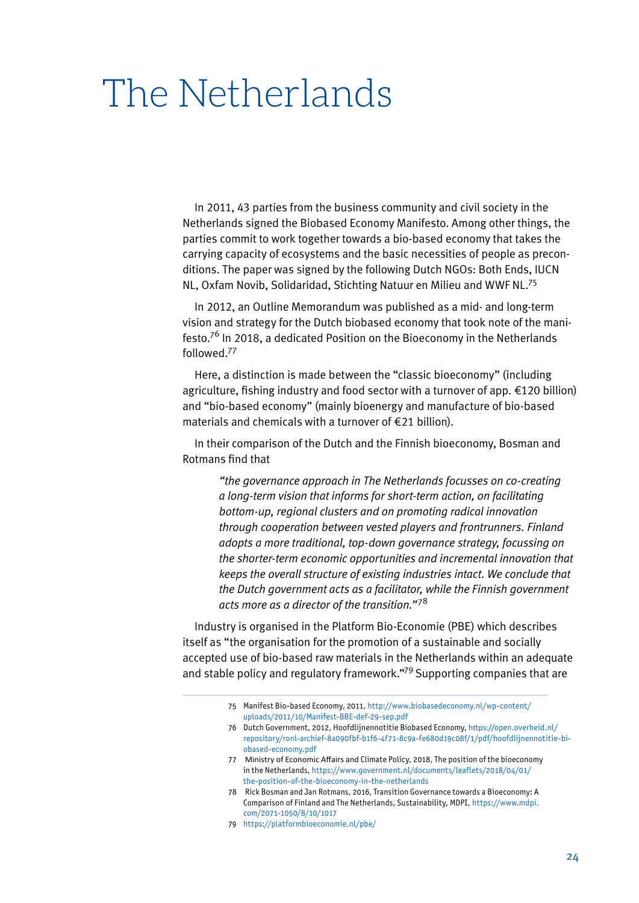# The Netherlands

In 2011, 43 parties from the business community and civil society in the Netherlands signed the Biobased Economy Manifesto. Among other things, the parties commit to work together towards a bio-based economy that takes the carrying capacity of ecosystems and the basic necessities of people as preconditions. The paper was signed by the following Dutch NGOs: Both Ends, IUCN NL, Oxfam Novib, Solidaridad, Stichting Natuur en Milieu and WWF NL.[75]

In 2012, an Outline Memorandum was published as a mid- and long-term vision and strategy for the Dutch biobased economy that took note of the manifesto.[76] In 2018, a dedicated Position on the Bioeconomy in the Netherlands followed.[77]

Here, a distinction is made between the "classic bioeconomy" (including agriculture, fishing industry and food sector with a turnover of app. €120 billion) and "bio-based economy" (mainly bioenergy and manufacture of bio-based materials and chemicals with a turnover of €21 billion).

In their comparison of the Dutch and the Finnish bioeconomy, Bosman and Rotmans find that

> *"the governance approach in The Netherlands focusses on co-creating a long-term vision that informs for short-term action, on facilitating bottom-up, regional clusters and on promoting radical innovation through cooperation between vested players and frontrunners. Finland adopts a more traditional, top-down governance strategy, focussing on the shorter-term economic opportunities and incremental innovation that keeps the overall structure of existing industries intact. We conclude that the Dutch government acts as a facilitator, while the Finnish government acts more as a director of the transition."*[78]

Industry is organised in the Platform Bio-Economie (PBE) which describes itself as "the organisation for the promotion of a sustainable and socially accepted use of bio-based raw materials in the Netherlands within an adequate and stable policy and regulatory framework."[79] Supporting companies that are

---

75 Manifest Bio-based Economy, 2011, http://www.biobasedeconomy.nl/wp-content/uploads/2011/10/Manifest-BBE-def-29-sep.pdf

76 Dutch Government, 2012, Hoofdlijnennotitie Biobased Economy, https://open.overheid.nl/repository/ronl-archief-8a090fbf-b1f6-4f71-8c9a-fe680d19c08f/1/pdf/hoofdlijnennotitie-biobased-economy.pdf

77 Ministry of Economic Affairs and Climate Policy, 2018, The position of the bioeconomy in the Netherlands, https://www.government.nl/documents/leaflets/2018/04/01/the-position-of-the-bioeconomy-in-the-netherlands

78 Rick Bosman and Jan Rotmans, 2016, Transition Governance towards a Bioeconomy: A Comparison of Finland and The Netherlands, Sustainability, MDPI, https://www.mdpi.com/2071-1050/8/10/1017

79 https://platformbioeconomie.nl/pbe/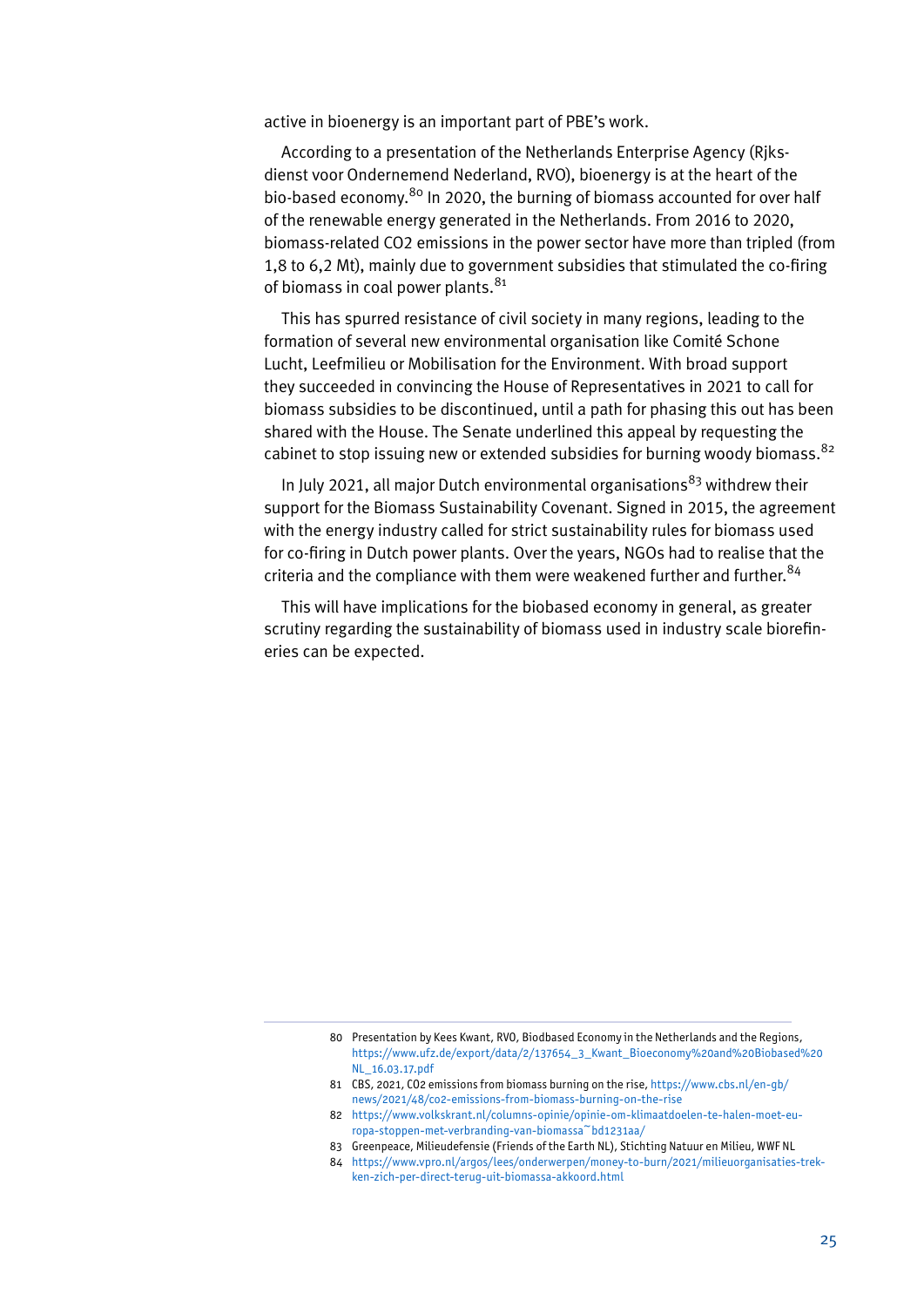active in bioenergy is an important part of PBE's work.

According to a presentation of the Netherlands Enterprise Agency (Rijksdienst voor Ondernemend Nederland, RVO), bioenergy is at the heart of the bio-based economy.[80] In 2020, the burning of biomass accounted for over half of the renewable energy generated in the Netherlands. From 2016 to 2020, biomass-related $CO_2$ emissions in the power sector have more than tripled (from 1,8 to 6,2 Mt), mainly due to government subsidies that stimulated the co-firing of biomass in coal power plants.[81]

This has spurred resistance of civil society in many regions, leading to the formation of several new environmental organisation like Comité Schone Lucht, Leefmilieu or Mobilisation for the Environment. With broad support they succeeded in convincing the House of Representatives in 2021 to call for biomass subsidies to be discontinued, until a path for phasing this out has been shared with the House. The Senate underlined this appeal by requesting the cabinet to stop issuing new or extended subsidies for burning woody biomass.[82]

In July 2021, all major Dutch environmental organisations[83] withdrew their support for the Biomass Sustainability Covenant. Signed in 2015, the agreement with the energy industry called for strict sustainability rules for biomass used for co-firing in Dutch power plants. Over the years, NGOs had to realise that the criteria and the compliance with them were weakened further and further.[84]

This will have implications for the biobased economy in general, as greater scrutiny regarding the sustainability of biomass used in industry scale biorefineries can be expected.

---

80 Presentation by Kees Kwant, RVO, Biodbased Economy in the Netherlands and the Regions, https://www.ufz.de/export/data/2/137654_3_Kwant_Bioeconomy%20and%20Biobased%20NL_16.03.17.pdf

81 CBS, 2021, CO2 emissions from biomass burning on the rise, https://www.cbs.nl/en-gb/news/2021/48/co2-emissions-from-biomass-burning-on-the-rise

82 https://www.volkskrant.nl/columns-opinie/opinie-om-klimaatdoelen-te-halen-moet-eu-ropa-stoppen-met-verbranding-van-biomassa~bd1231aa/

83 Greenpeace, Milieudefensie (Friends of the Earth NL), Stichting Natuur en Milieu, WWF NL

84 https://www.vpro.nl/argos/lees/onderwerpen/money-to-burn/2021/milieuorganisaties-trekken-zich-per-direct-terug-uit-biomassa-akkoord.html